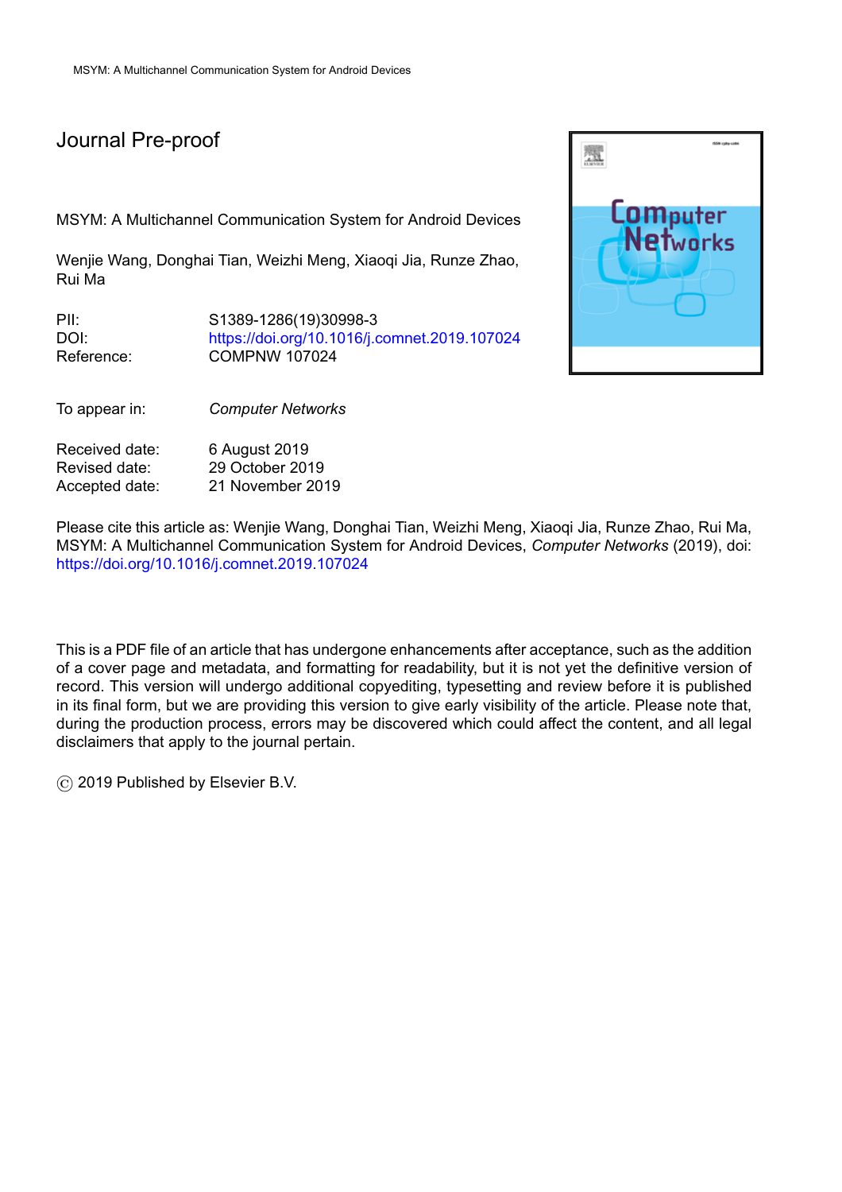Journal Pre-proof

MSYM: A Multichannel Communication System for Android Devices

Wenjie Wang, Donghai Tian, Weizhi Meng, Xiaoqi Jia, Runze Zhao, Rui Ma

| | |
|---|---|
| PII: | S1389-1286(19)30998-3 |
| DOI: | https://doi.org/10.1016/j.comnet.2019.107024 |
| Reference: | COMPNW 107024 |

| | |
|---|---|
| To appear in: | *Computer Networks* |

| | |
|---|---|
| Received date: | 6 August 2019 |
| Revised date: | 29 October 2019 |
| Accepted date: | 21 November 2019 |

Please cite this article as: Wenjie Wang, Donghai Tian, Weizhi Meng, Xiaoqi Jia, Runze Zhao, Rui Ma, MSYM: A Multichannel Communication System for Android Devices, *Computer Networks* (2019), doi: https://doi.org/10.1016/j.comnet.2019.107024

This is a PDF file of an article that has undergone enhancements after acceptance, such as the addition of a cover page and metadata, and formatting for readability, but it is not yet the definitive version of record. This version will undergo additional copyediting, typesetting and review before it is published in its final form, but we are providing this version to give early visibility of the article. Please note that, during the production process, errors may be discovered which could affect the content, and all legal disclaimers that apply to the journal pertain.

© 2019 Published by Elsevier B.V.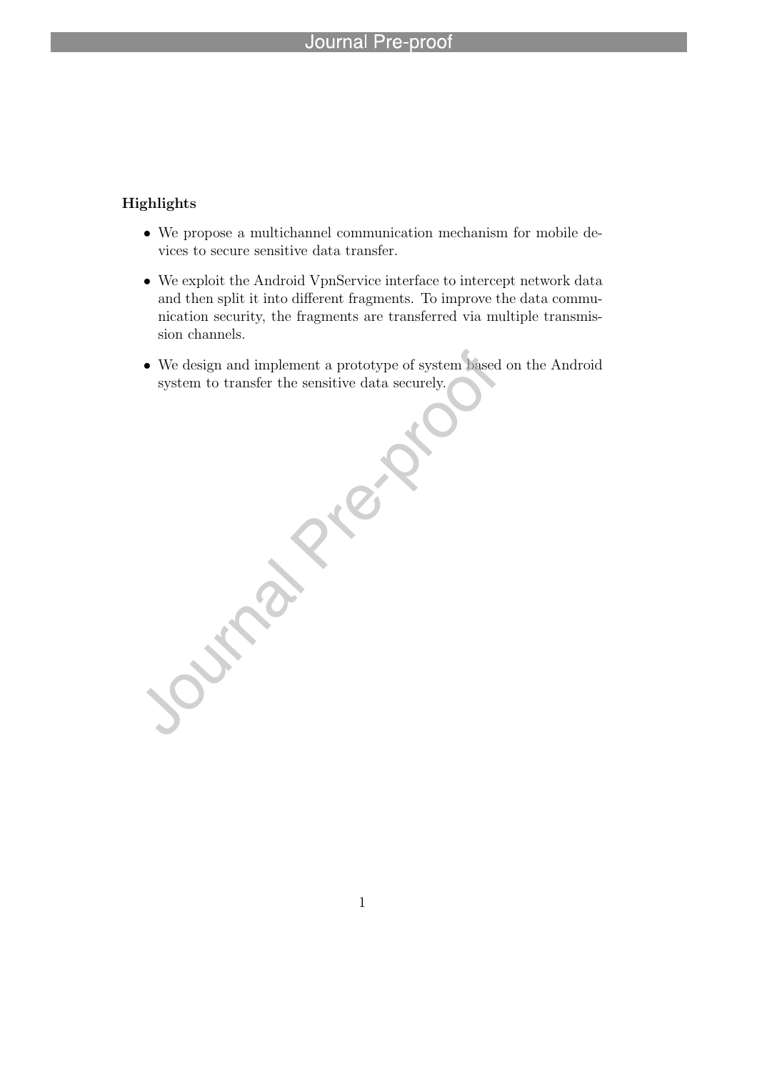**Highlights**

- We propose a multichannel communication mechanism for mobile devices to secure sensitive data transfer.
- We exploit the Android VpnService interface to intercept network data and then split it into different fragments. To improve the data communication security, the fragments are transferred via multiple transmission channels.
- We design and implement a prototype of system based on the Android system to transfer the sensitive data securely.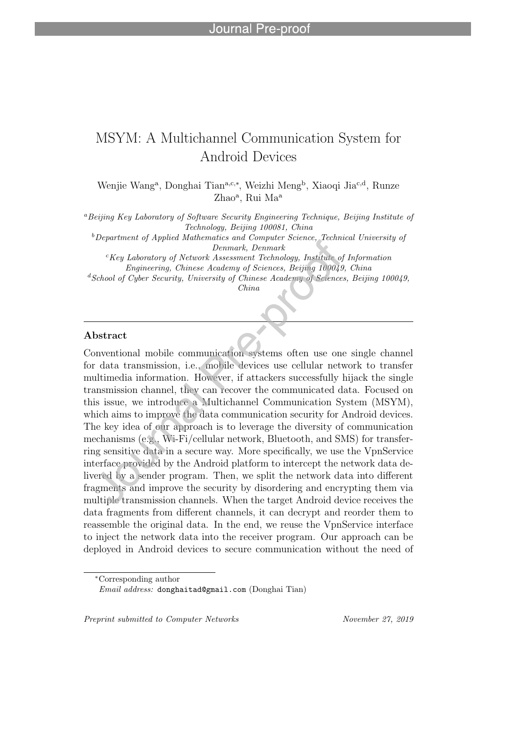# MSYM: A Multichannel Communication System for Android Devices

Wenjie Wang[a], Donghai Tian[a,c,*], Weizhi Meng[b], Xiaoqi Jia[c,d], Runze Zhao[a], Rui Ma[a]

[a]*Beijing Key Laboratory of Software Security Engineering Technique, Beijing Institute of Technology, Beijing 100081, China*

[b]*Department of Applied Mathematics and Computer Science, Technical University of Denmark, Denmark*

[c]*Key Laboratory of Network Assessment Technology, Institute of Information Engineering, Chinese Academy of Sciences, Beijing 100049, China*

[d]*School of Cyber Security, University of Chinese Academy of Sciences, Beijing 100049, China*

---

### Abstract

Conventional mobile communication systems often use one single channel for data transmission, i.e., mobile devices use cellular network to transfer multimedia information. However, if attackers successfully hijack the single transmission channel, they can recover the communicated data. Focused on this issue, we introduce a Multichannel Communication System (MSYM), which aims to improve the data communication security for Android devices. The key idea of our approach is to leverage the diversity of communication mechanisms (e.g., Wi-Fi/cellular network, Bluetooth, and SMS) for transferring sensitive data in a secure way. More specifically, we use the VpnService interface provided by the Android platform to intercept the network data delivered by a sender program. Then, we split the network data into different fragments and improve the security by disordering and encrypting them via multiple transmission channels. When the target Android device receives the data fragments from different channels, it can decrypt and reorder them to reassemble the original data. In the end, we reuse the VpnService interface to inject the network data into the receiver program. Our approach can be deployed in Android devices to secure communication without the need of

*Corresponding author
*Email address:* donghaitad@gmail.com (Donghai Tian)

*Preprint submitted to Computer Networks* November 27, 2019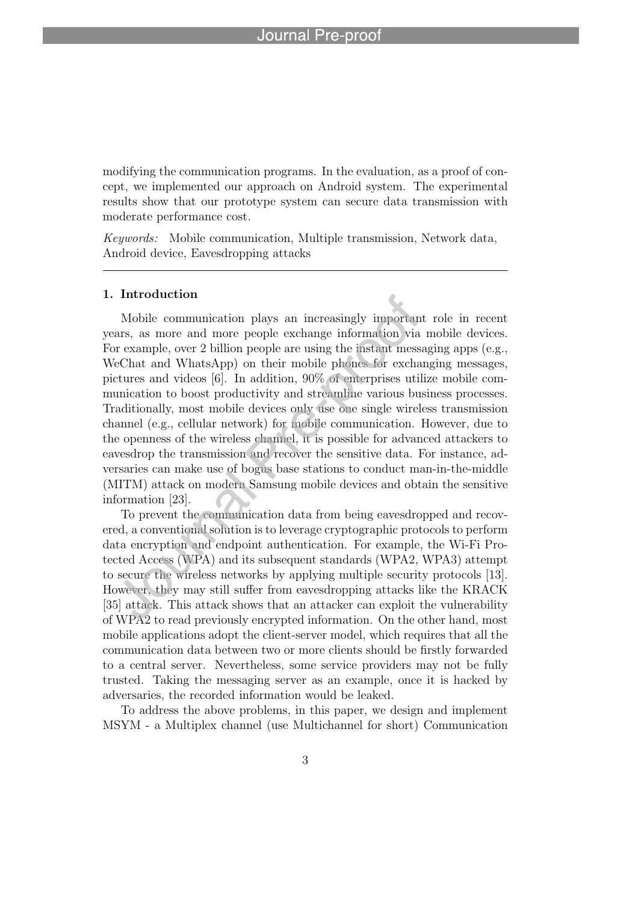modifying the communication programs. In the evaluation, as a proof of concept, we implemented our approach on Android system. The experimental results show that our prototype system can secure data transmission with moderate performance cost.

*Keywords:* Mobile communication, Multiple transmission, Network data, Android device, Eavesdropping attacks

## 1. Introduction

Mobile communication plays an increasingly important role in recent years, as more and more people exchange information via mobile devices. For example, over 2 billion people are using the instant messaging apps (e.g., WeChat and WhatsApp) on their mobile phones for exchanging messages, pictures and videos [6]. In addition, 90% of enterprises utilize mobile communication to boost productivity and streamline various business processes. Traditionally, most mobile devices only use one single wireless transmission channel (e.g., cellular network) for mobile communication. However, due to the openness of the wireless channel, it is possible for advanced attackers to eavesdrop the transmission and recover the sensitive data. For instance, adversaries can make use of bogus base stations to conduct man-in-the-middle (MITM) attack on modern Samsung mobile devices and obtain the sensitive information [23].

To prevent the communication data from being eavesdropped and recovered, a conventional solution is to leverage cryptographic protocols to perform data encryption and endpoint authentication. For example, the Wi-Fi Protected Access (WPA) and its subsequent standards (WPA2, WPA3) attempt to secure the wireless networks by applying multiple security protocols [13]. However, they may still suffer from eavesdropping attacks like the KRACK [35] attack. This attack shows that an attacker can exploit the vulnerability of WPA2 to read previously encrypted information. On the other hand, most mobile applications adopt the client-server model, which requires that all the communication data between two or more clients should be firstly forwarded to a central server. Nevertheless, some service providers may not be fully trusted. Taking the messaging server as an example, once it is hacked by adversaries, the recorded information would be leaked.

To address the above problems, in this paper, we design and implement MSYM - a Multiplex channel (use Multichannel for short) Communication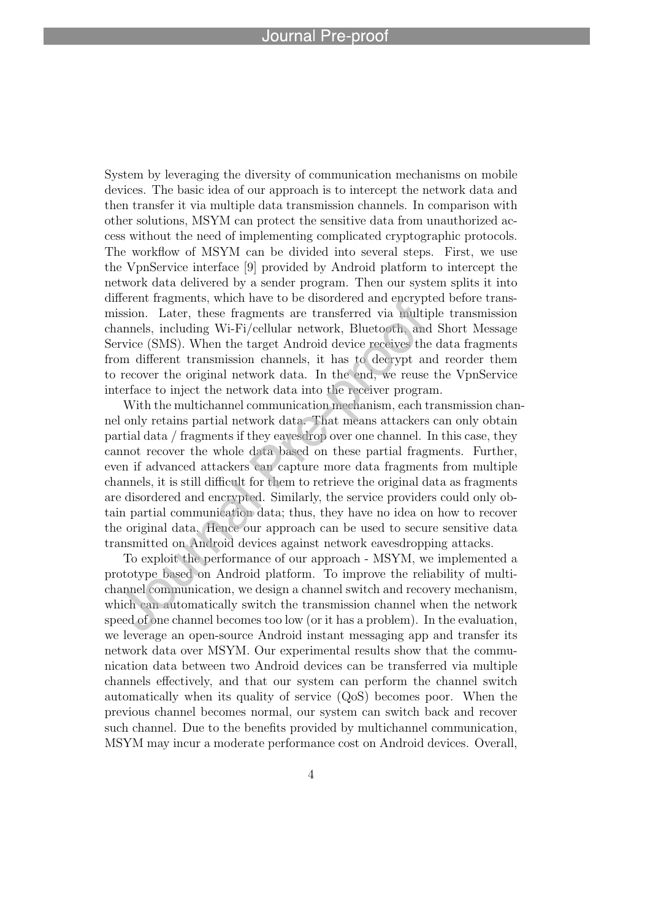System by leveraging the diversity of communication mechanisms on mobile devices. The basic idea of our approach is to intercept the network data and then transfer it via multiple data transmission channels. In comparison with other solutions, MSYM can protect the sensitive data from unauthorized access without the need of implementing complicated cryptographic protocols. The workflow of MSYM can be divided into several steps. First, we use the VpnService interface [9] provided by Android platform to intercept the network data delivered by a sender program. Then our system splits it into different fragments, which have to be disordered and encrypted before transmission. Later, these fragments are transferred via multiple transmission channels, including Wi-Fi/cellular network, Bluetooth, and Short Message Service (SMS). When the target Android device receives the data fragments from different transmission channels, it has to decrypt and reorder them to recover the original network data. In the end, we reuse the VpnService interface to inject the network data into the receiver program.

With the multichannel communication mechanism, each transmission channel only retains partial network data. That means attackers can only obtain partial data / fragments if they eavesdrop over one channel. In this case, they cannot recover the whole data based on these partial fragments. Further, even if advanced attackers can capture more data fragments from multiple channels, it is still difficult for them to retrieve the original data as fragments are disordered and encrypted. Similarly, the service providers could only obtain partial communication data; thus, they have no idea on how to recover the original data. Hence our approach can be used to secure sensitive data transmitted on Android devices against network eavesdropping attacks.

To exploit the performance of our approach - MSYM, we implemented a prototype based on Android platform. To improve the reliability of multichannel communication, we design a channel switch and recovery mechanism, which can automatically switch the transmission channel when the network speed of one channel becomes too low (or it has a problem). In the evaluation, we leverage an open-source Android instant messaging app and transfer its network data over MSYM. Our experimental results show that the communication data between two Android devices can be transferred via multiple channels effectively, and that our system can perform the channel switch automatically when its quality of service (QoS) becomes poor. When the previous channel becomes normal, our system can switch back and recover such channel. Due to the benefits provided by multichannel communication, MSYM may incur a moderate performance cost on Android devices. Overall,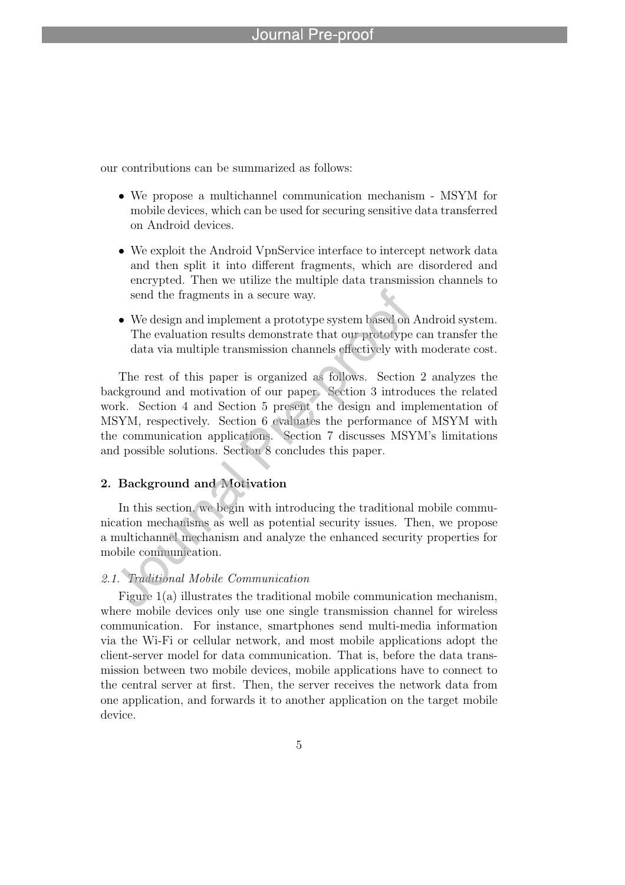our contributions can be summarized as follows:

- We propose a multichannel communication mechanism - MSYM for mobile devices, which can be used for securing sensitive data transferred on Android devices.
- We exploit the Android VpnService interface to intercept network data and then split it into different fragments, which are disordered and encrypted. Then we utilize the multiple data transmission channels to send the fragments in a secure way.
- We design and implement a prototype system based on Android system. The evaluation results demonstrate that our prototype can transfer the data via multiple transmission channels effectively with moderate cost.

The rest of this paper is organized as follows. Section 2 analyzes the background and motivation of our paper. Section 3 introduces the related work. Section 4 and Section 5 present the design and implementation of MSYM, respectively. Section 6 evaluates the performance of MSYM with the communication applications. Section 7 discusses MSYM's limitations and possible solutions. Section 8 concludes this paper.

## 2. Background and Motivation

In this section, we begin with introducing the traditional mobile communication mechanisms as well as potential security issues. Then, we propose a multichannel mechanism and analyze the enhanced security properties for mobile communication.

### *2.1. Traditional Mobile Communication*

Figure 1(a) illustrates the traditional mobile communication mechanism, where mobile devices only use one single transmission channel for wireless communication. For instance, smartphones send multi-media information via the Wi-Fi or cellular network, and most mobile applications adopt the client-server model for data communication. That is, before the data transmission between two mobile devices, mobile applications have to connect to the central server at first. Then, the server receives the network data from one application, and forwards it to another application on the target mobile device.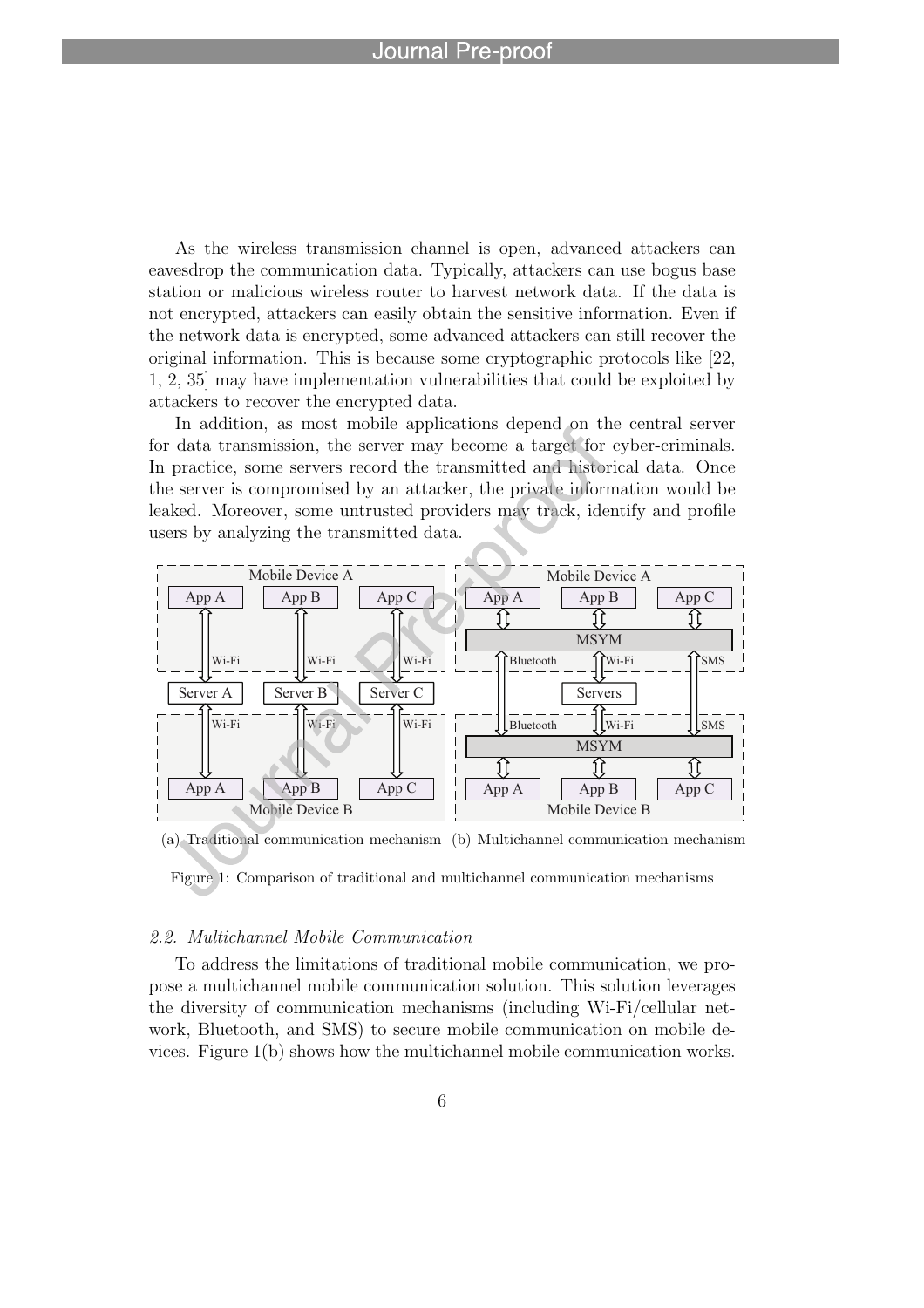As the wireless transmission channel is open, advanced attackers can eavesdrop the communication data. Typically, attackers can use bogus base station or malicious wireless router to harvest network data. If the data is not encrypted, attackers can easily obtain the sensitive information. Even if the network data is encrypted, some advanced attackers can still recover the original information. This is because some cryptographic protocols like [22, 1, 2, 35] may have implementation vulnerabilities that could be exploited by attackers to recover the encrypted data.

In addition, as most mobile applications depend on the central server for data transmission, the server may become a target for cyber-criminals. In practice, some servers record the transmitted and historical data. Once the server is compromised by an attacker, the private information would be leaked. Moreover, some untrusted providers may track, identify and profile users by analyzing the transmitted data.

(a) Traditional communication mechanism (b) Multichannel communication mechanism

Figure 1: Comparison of traditional and multichannel communication mechanisms

### *2.2. Multichannel Mobile Communication*

To address the limitations of traditional mobile communication, we propose a multichannel mobile communication solution. This solution leverages the diversity of communication mechanisms (including Wi-Fi/cellular network, Bluetooth, and SMS) to secure mobile communication on mobile devices. Figure 1(b) shows how the multichannel mobile communication works.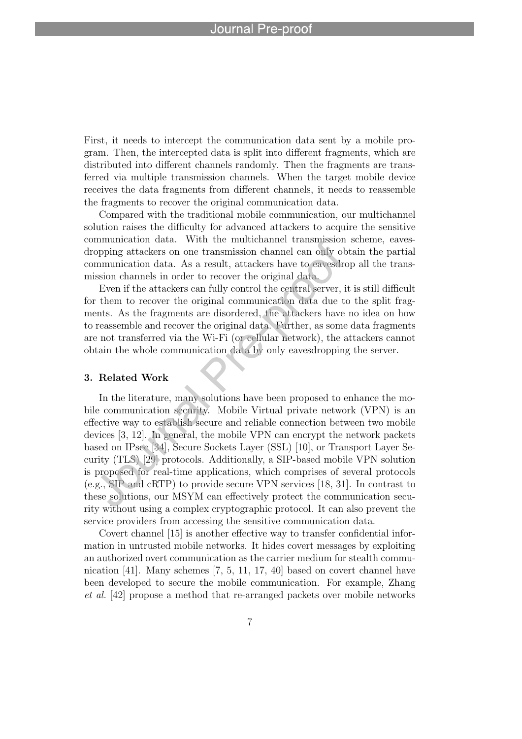First, it needs to intercept the communication data sent by a mobile program. Then, the intercepted data is split into different fragments, which are distributed into different channels randomly. Then the fragments are transferred via multiple transmission channels. When the target mobile device receives the data fragments from different channels, it needs to reassemble the fragments to recover the original communication data.

Compared with the traditional mobile communication, our multichannel solution raises the difficulty for advanced attackers to acquire the sensitive communication data. With the multichannel transmission scheme, eavesdropping attackers on one transmission channel can only obtain the partial communication data. As a result, attackers have to eavesdrop all the transmission channels in order to recover the original data.

Even if the attackers can fully control the central server, it is still difficult for them to recover the original communication data due to the split fragments. As the fragments are disordered, the attackers have no idea on how to reassemble and recover the original data. Further, as some data fragments are not transferred via the Wi-Fi (or cellular network), the attackers cannot obtain the whole communication data by only eavesdropping the server.

## 3. Related Work

In the literature, many solutions have been proposed to enhance the mobile communication security. Mobile Virtual private network (VPN) is an effective way to establish secure and reliable connection between two mobile devices [3, 12]. In general, the mobile VPN can encrypt the network packets based on IPsec [34], Secure Sockets Layer (SSL) [10], or Transport Layer Security (TLS) [29] protocols. Additionally, a SIP-based mobile VPN solution is proposed for real-time applications, which comprises of several protocols (e.g., SIP and cRTP) to provide secure VPN services [18, 31]. In contrast to these solutions, our MSYM can effectively protect the communication security without using a complex cryptographic protocol. It can also prevent the service providers from accessing the sensitive communication data.

Covert channel [15] is another effective way to transfer confidential information in untrusted mobile networks. It hides covert messages by exploiting an authorized overt communication as the carrier medium for stealth communication [41]. Many schemes [7, 5, 11, 17, 40] based on covert channel have been developed to secure the mobile communication. For example, Zhang *et al.* [42] propose a method that re-arranged packets over mobile networks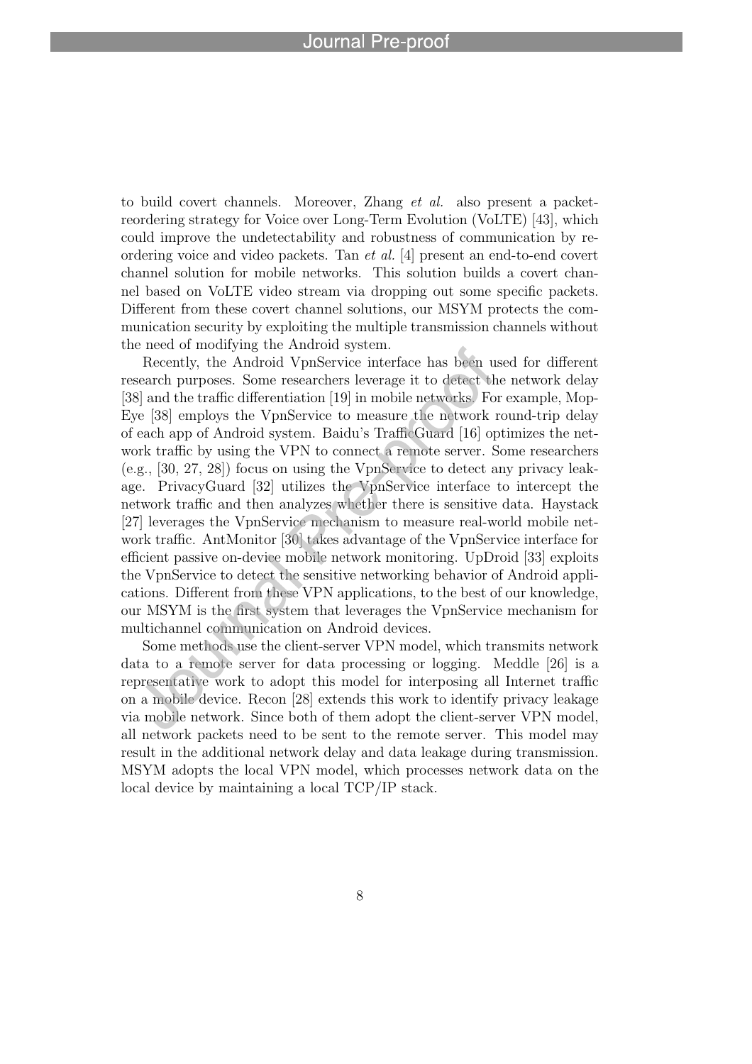to build covert channels. Moreover, Zhang *et al.* also present a packet-reordering strategy for Voice over Long-Term Evolution (VoLTE) [43], which could improve the undetectability and robustness of communication by reordering voice and video packets. Tan *et al.* [4] present an end-to-end covert channel solution for mobile networks. This solution builds a covert channel based on VoLTE video stream via dropping out some specific packets. Different from these covert channel solutions, our MSYM protects the communication security by exploiting the multiple transmission channels without the need of modifying the Android system.

Recently, the Android VpnService interface has been used for different research purposes. Some researchers leverage it to detect the network delay [38] and the traffic differentiation [19] in mobile networks. For example, MopEye [38] employs the VpnService to measure the network round-trip delay of each app of Android system. Baidu's TrafficGuard [16] optimizes the network traffic by using the VPN to connect a remote server. Some researchers (e.g., [30, 27, 28]) focus on using the VpnService to detect any privacy leakage. PrivacyGuard [32] utilizes the VpnService interface to intercept the network traffic and then analyzes whether there is sensitive data. Haystack [27] leverages the VpnService mechanism to measure real-world mobile network traffic. AntMonitor [30] takes advantage of the VpnService interface for efficient passive on-device mobile network monitoring. UpDroid [33] exploits the VpnService to detect the sensitive networking behavior of Android applications. Different from these VPN applications, to the best of our knowledge, our MSYM is the first system that leverages the VpnService mechanism for multichannel communication on Android devices.

Some methods use the client-server VPN model, which transmits network data to a remote server for data processing or logging. Meddle [26] is a representative work to adopt this model for interposing all Internet traffic on a mobile device. Recon [28] extends this work to identify privacy leakage via mobile network. Since both of them adopt the client-server VPN model, all network packets need to be sent to the remote server. This model may result in the additional network delay and data leakage during transmission. MSYM adopts the local VPN model, which processes network data on the local device by maintaining a local TCP/IP stack.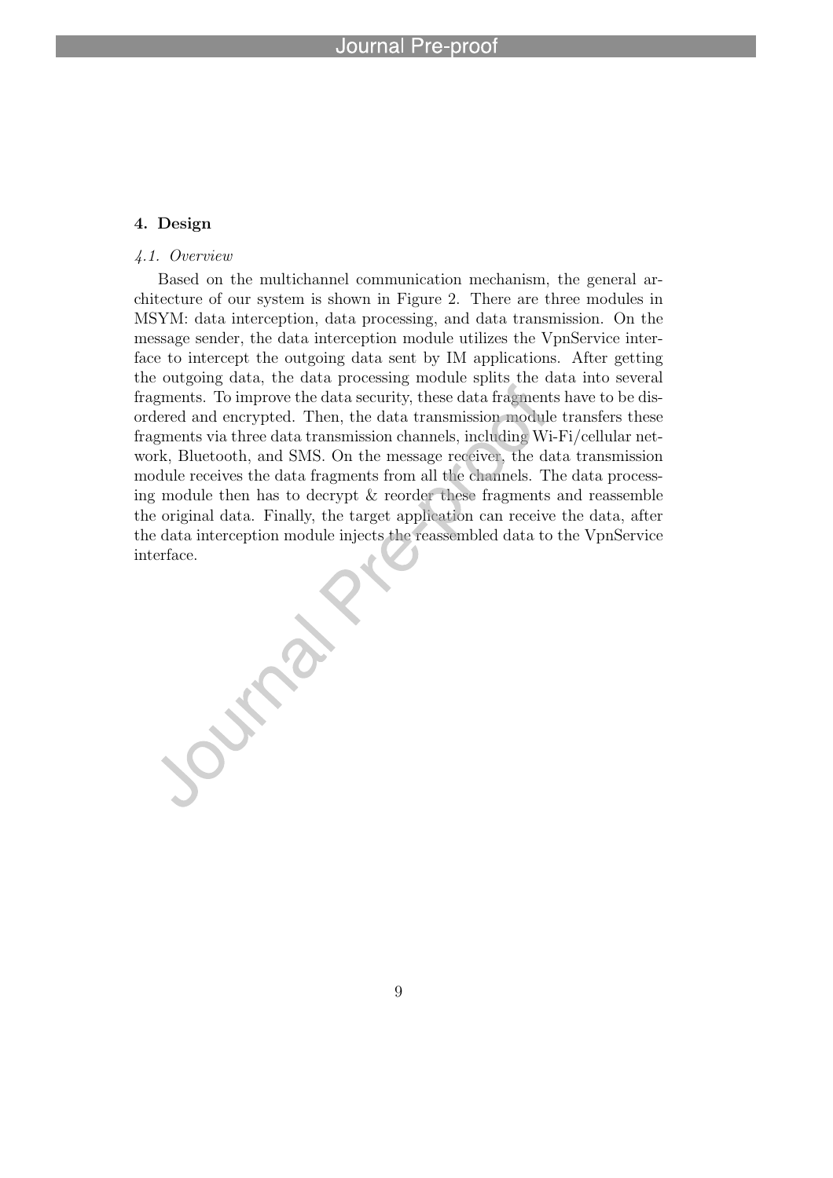## 4. Design

### *4.1. Overview*

Based on the multichannel communication mechanism, the general architecture of our system is shown in Figure 2. There are three modules in MSYM: data interception, data processing, and data transmission. On the message sender, the data interception module utilizes the VpnService interface to intercept the outgoing data sent by IM applications. After getting the outgoing data, the data processing module splits the data into several fragments. To improve the data security, these data fragments have to be disordered and encrypted. Then, the data transmission module transfers these fragments via three data transmission channels, including Wi-Fi/cellular network, Bluetooth, and SMS. On the message receiver, the data transmission module receives the data fragments from all the channels. The data processing module then has to decrypt & reorder these fragments and reassemble the original data. Finally, the target application can receive the data, after the data interception module injects the reassembled data to the VpnService interface.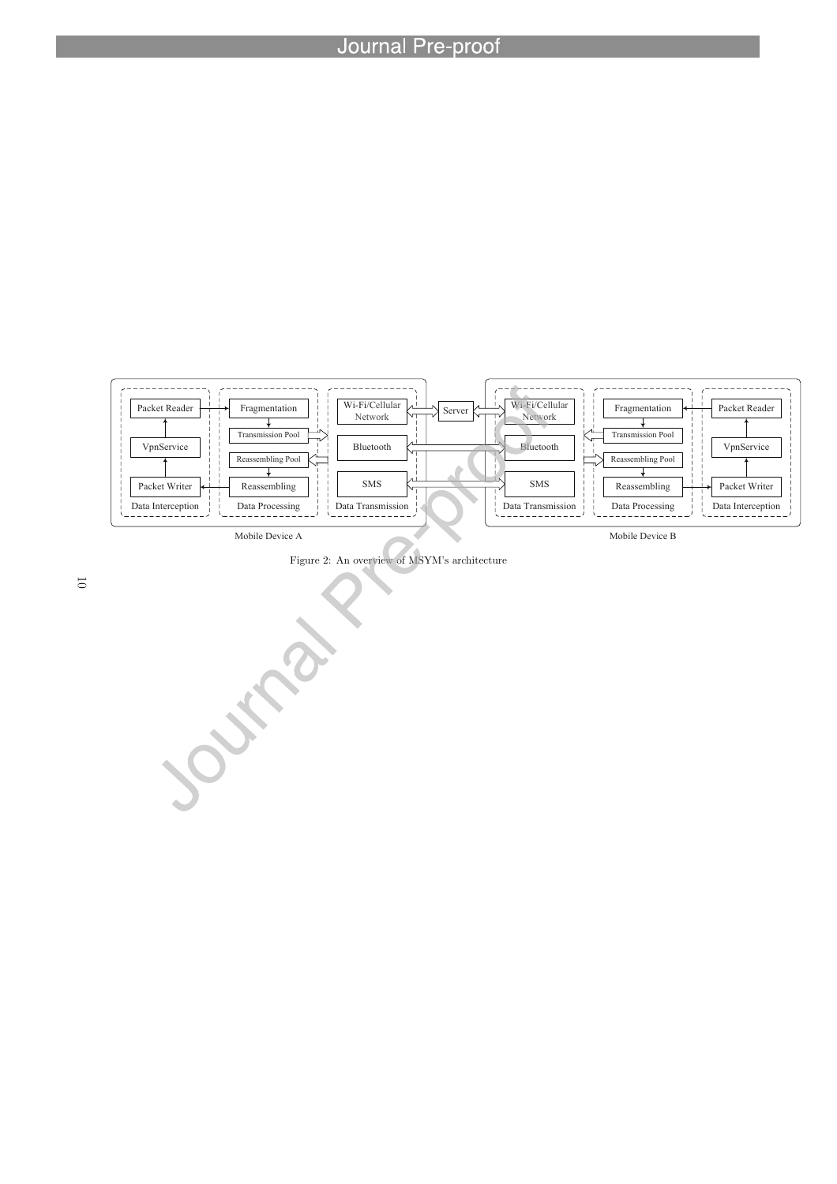Figure 2: An overview of MSYM's architecture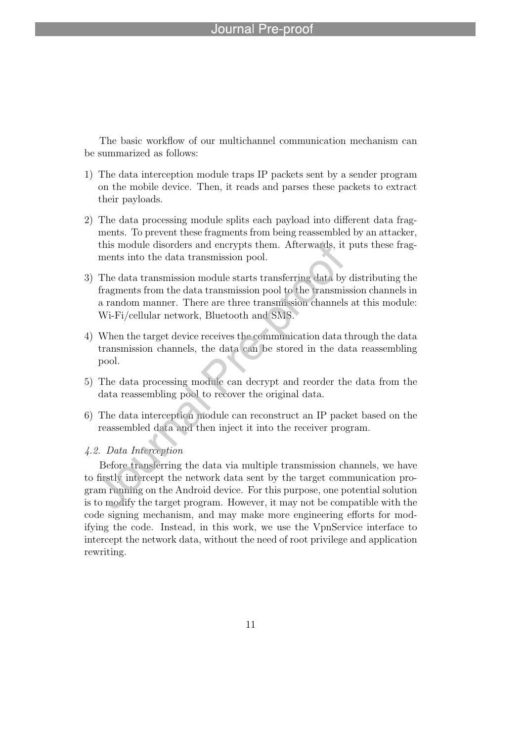The basic workflow of our multichannel communication mechanism can be summarized as follows:

1) The data interception module traps IP packets sent by a sender program on the mobile device. Then, it reads and parses these packets to extract their payloads.

2) The data processing module splits each payload into different data fragments. To prevent these fragments from being reassembled by an attacker, this module disorders and encrypts them. Afterwards, it puts these fragments into the data transmission pool.

3) The data transmission module starts transferring data by distributing the fragments from the data transmission pool to the transmission channels in a random manner. There are three transmission channels at this module: Wi-Fi/cellular network, Bluetooth and SMS.

4) When the target device receives the communication data through the data transmission channels, the data can be stored in the data reassembling pool.

5) The data processing module can decrypt and reorder the data from the data reassembling pool to recover the original data.

6) The data interception module can reconstruct an IP packet based on the reassembled data and then inject it into the receiver program.

### *4.2. Data Interception*

Before transferring the data via multiple transmission channels, we have to firstly intercept the network data sent by the target communication program running on the Android device. For this purpose, one potential solution is to modify the target program. However, it may not be compatible with the code signing mechanism, and may make more engineering efforts for modifying the code. Instead, in this work, we use the VpnService interface to intercept the network data, without the need of root privilege and application rewriting.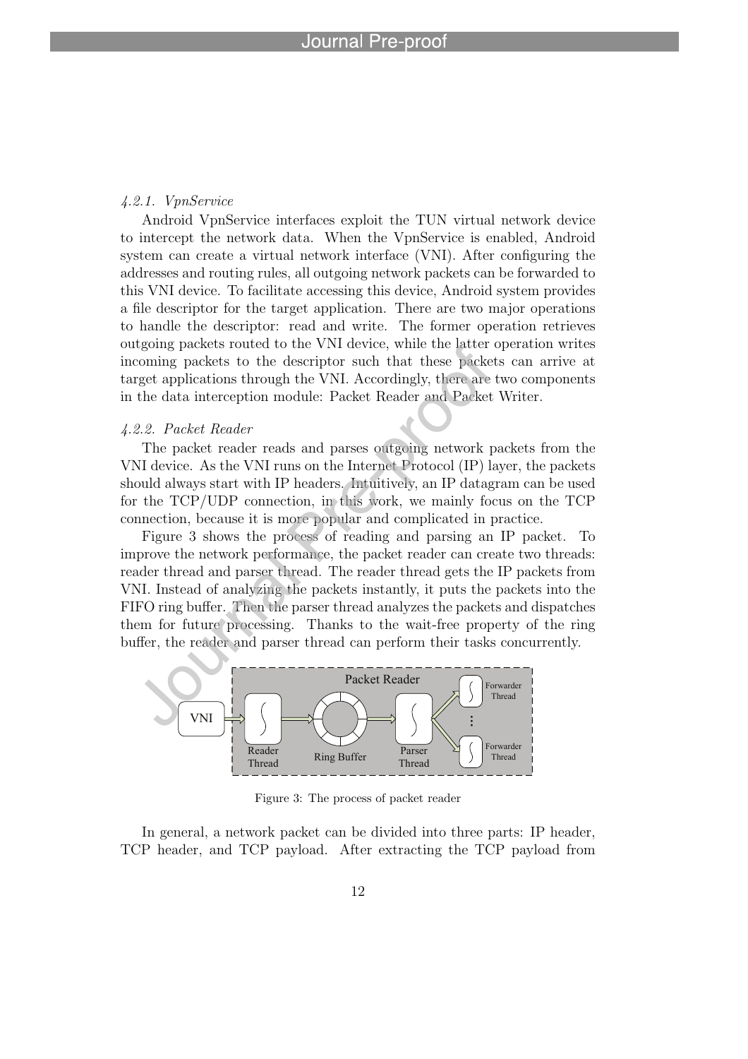#### 4.2.1. VpnService

Android VpnService interfaces exploit the TUN virtual network device to intercept the network data. When the VpnService is enabled, Android system can create a virtual network interface (VNI). After configuring the addresses and routing rules, all outgoing network packets can be forwarded to this VNI device. To facilitate accessing this device, Android system provides a file descriptor for the target application. There are two major operations to handle the descriptor: read and write. The former operation retrieves outgoing packets routed to the VNI device, while the latter operation writes incoming packets to the descriptor such that these packets can arrive at target applications through the VNI. Accordingly, there are two components in the data interception module: Packet Reader and Packet Writer.

#### 4.2.2. Packet Reader

The packet reader reads and parses outgoing network packets from the VNI device. As the VNI runs on the Internet Protocol (IP) layer, the packets should always start with IP headers. Intuitively, an IP datagram can be used for the TCP/UDP connection, in this work, we mainly focus on the TCP connection, because it is more popular and complicated in practice.

Figure 3 shows the process of reading and parsing an IP packet. To improve the network performance, the packet reader can create two threads: reader thread and parser thread. The reader thread gets the IP packets from VNI. Instead of analyzing the packets instantly, it puts the packets into the FIFO ring buffer. Then the parser thread analyzes the packets and dispatches them for future processing. Thanks to the wait-free property of the ring buffer, the reader and parser thread can perform their tasks concurrently.

Figure 3: The process of packet reader

In general, a network packet can be divided into three parts: IP header, TCP header, and TCP payload. After extracting the TCP payload from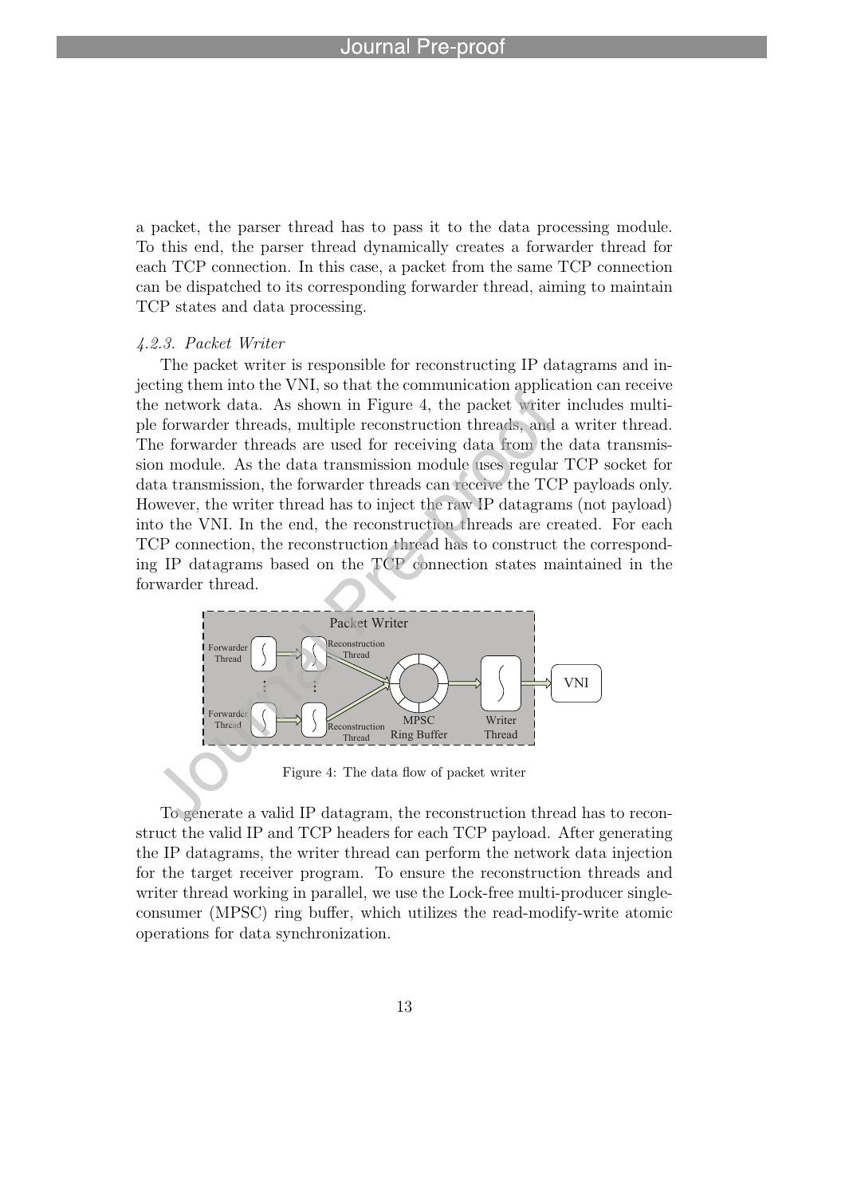a packet, the parser thread has to pass it to the data processing module. To this end, the parser thread dynamically creates a forwarder thread for each TCP connection. In this case, a packet from the same TCP connection can be dispatched to its corresponding forwarder thread, aiming to maintain TCP states and data processing.

### *4.2.3. Packet Writer*

The packet writer is responsible for reconstructing IP datagrams and injecting them into the VNI, so that the communication application can receive the network data. As shown in Figure 4, the packet writer includes multiple forwarder threads, multiple reconstruction threads, and a writer thread. The forwarder threads are used for receiving data from the data transmission module. As the data transmission module uses regular TCP socket for data transmission, the forwarder threads can receive the TCP payloads only. However, the writer thread has to inject the raw IP datagrams (not payload) into the VNI. In the end, the reconstruction threads are created. For each TCP connection, the reconstruction thread has to construct the corresponding IP datagrams based on the TCP connection states maintained in the forwarder thread.

Figure 4: The data flow of packet writer

To generate a valid IP datagram, the reconstruction thread has to reconstruct the valid IP and TCP headers for each TCP payload. After generating the IP datagrams, the writer thread can perform the network data injection for the target receiver program. To ensure the reconstruction threads and writer thread working in parallel, we use the Lock-free multi-producer single-consumer (MPSC) ring buffer, which utilizes the read-modify-write atomic operations for data synchronization.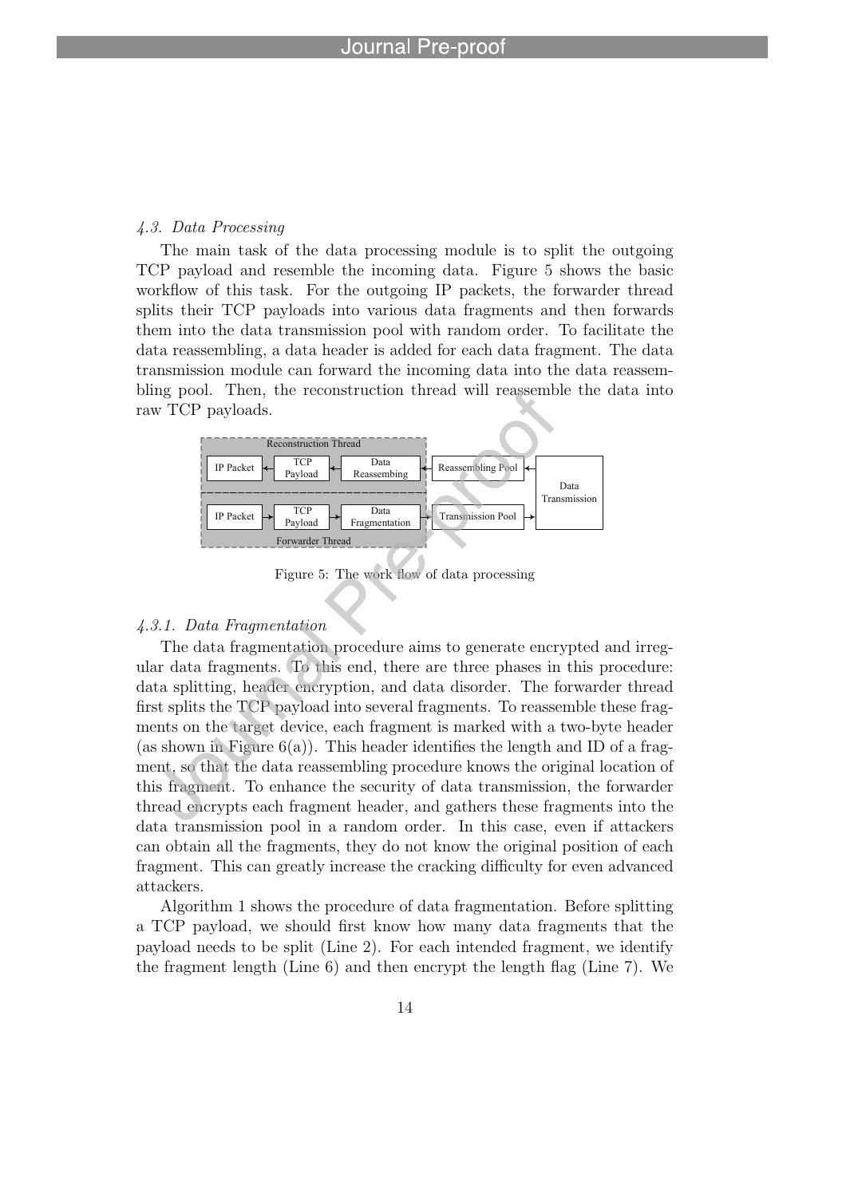### 4.3. Data Processing

The main task of the data processing module is to split the outgoing TCP payload and resemble the incoming data. Figure 5 shows the basic workflow of this task. For the outgoing IP packets, the forwarder thread splits their TCP payloads into various data fragments and then forwards them into the data transmission pool with random order. To facilitate the data reassembling, a data header is added for each data fragment. The data transmission module can forward the incoming data into the data reassembling pool. Then, the reconstruction thread will reassemble the data into raw TCP payloads.

Figure 5: The work flow of data processing

#### 4.3.1. Data Fragmentation

The data fragmentation procedure aims to generate encrypted and irregular data fragments. To this end, there are three phases in this procedure: data splitting, header encryption, and data disorder. The forwarder thread first splits the TCP payload into several fragments. To reassemble these fragments on the target device, each fragment is marked with a two-byte header (as shown in Figure 6(a)). This header identifies the length and ID of a fragment, so that the data reassembling procedure knows the original location of this fragment. To enhance the security of data transmission, the forwarder thread encrypts each fragment header, and gathers these fragments into the data transmission pool in a random order. In this case, even if attackers can obtain all the fragments, they do not know the original position of each fragment. This can greatly increase the cracking difficulty for even advanced attackers.

Algorithm 1 shows the procedure of data fragmentation. Before splitting a TCP payload, we should first know how many data fragments that the payload needs to be split (Line 2). For each intended fragment, we identify the fragment length (Line 6) and then encrypt the length flag (Line 7). We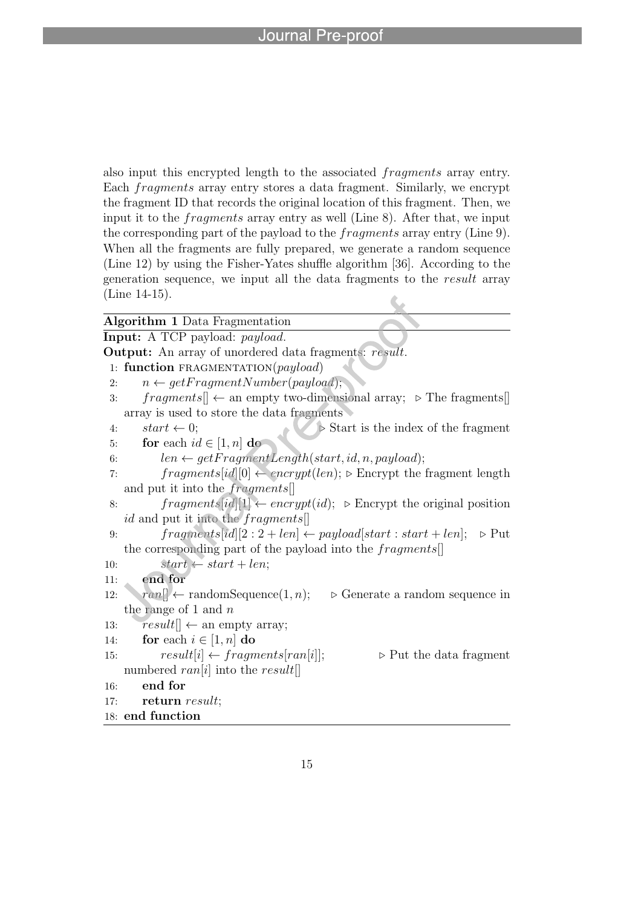also input this encrypted length to the associated *fragments* array entry. Each *fragments* array entry stores a data fragment. Similarly, we encrypt the fragment ID that records the original location of this fragment. Then, we input it to the *fragments* array entry as well (Line 8). After that, we input the corresponding part of the payload to the *fragments* array entry (Line 9). When all the fragments are fully prepared, we generate a random sequence (Line 12) by using the Fisher-Yates shuffle algorithm [36]. According to the generation sequence, we input all the data fragments to the *result* array (Line 14-15).

**Algorithm 1** Data Fragmentation

**Input:** A TCP payload: *payload*.

**Output:** An array of unordered data fragments: *result*.

```
1:  function FRAGMENTATION(payload)
2:      n ← getFragmentNumber(payload);
3:      fragments[] ← an empty two-dimensional array;  ▷ The fragments[] array is used to store the data fragments
4:      start ← 0;                                      ▷ Start is the index of the fragment
5:      for each id ∈ [1, n] do
6:          len ← getFragmentLength(start, id, n, payload);
7:          fragments[id][0] ← encrypt(len);  ▷ Encrypt the fragment length and put it into the fragments[]
8:          fragments[id][1] ← encrypt(id);   ▷ Encrypt the original position id and put it into the fragments[]
9:          fragments[id][2 : 2 + len] ← payload[start : start + len];  ▷ Put the corresponding part of the payload into the fragments[]
10:         start ← start + len;
11:     end for
12:     ran[] ← randomSequence(1, n);   ▷ Generate a random sequence in the range of 1 and n
13:     result[] ← an empty array;
14:     for each i ∈ [1, n] do
15:         result[i] ← fragments[ran[i]];   ▷ Put the data fragment numbered ran[i] into the result[]
16:     end for
17:     return result;
18: end function
```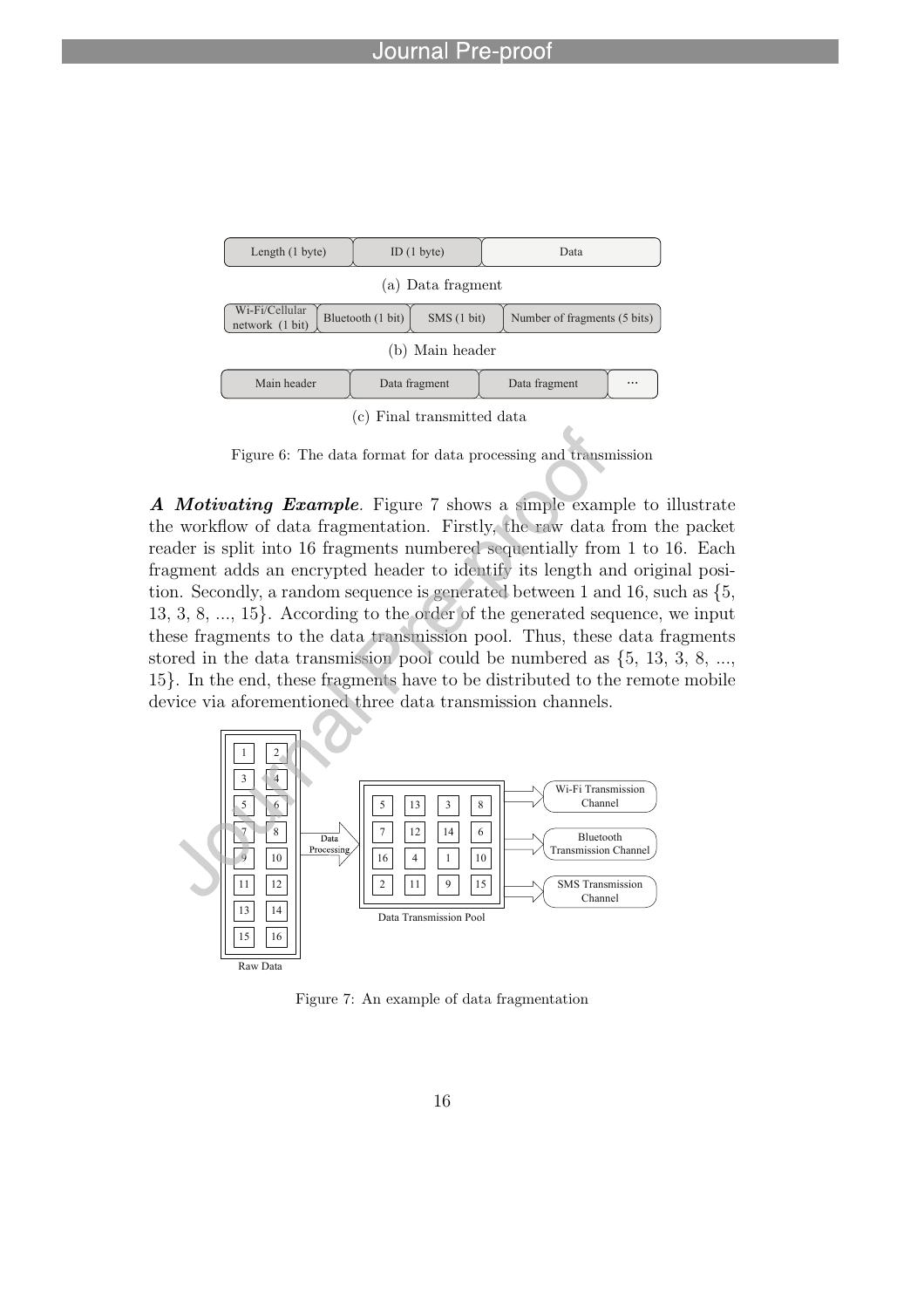Figure 6: The data format for data processing and transmission

***A Motivating Example***. Figure 7 shows a simple example to illustrate the workflow of data fragmentation. Firstly, the raw data from the packet reader is split into 16 fragments numbered sequentially from 1 to 16. Each fragment adds an encrypted header to identify its length and original position. Secondly, a random sequence is generated between 1 and 16, such as {5, 13, 3, 8, ..., 15}. According to the order of the generated sequence, we input these fragments to the data transmission pool. Thus, these data fragments stored in the data transmission pool could be numbered as {5, 13, 3, 8, ..., 15}. In the end, these fragments have to be distributed to the remote mobile device via aforementioned three data transmission channels.

Figure 7: An example of data fragmentation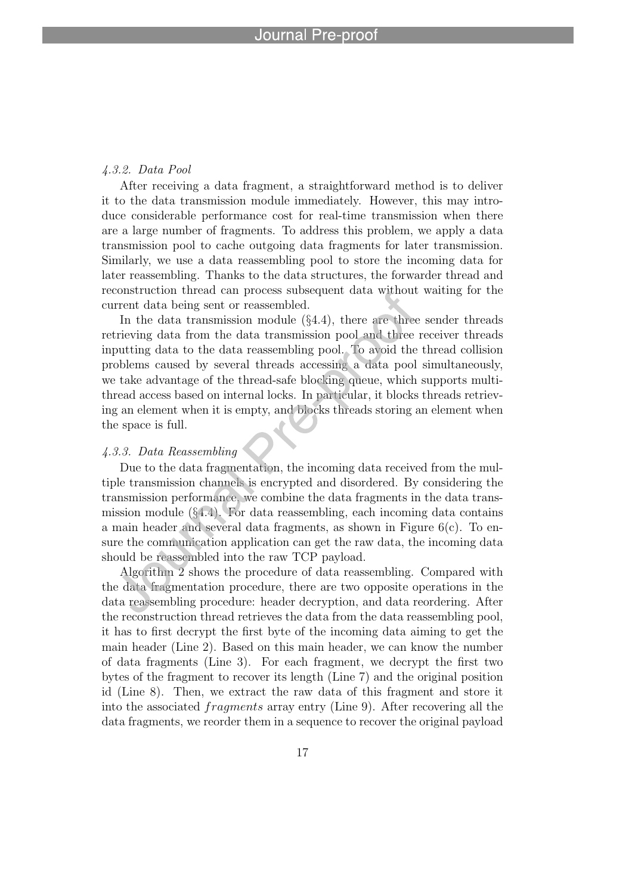### *4.3.2. Data Pool*

After receiving a data fragment, a straightforward method is to deliver it to the data transmission module immediately. However, this may introduce considerable performance cost for real-time transmission when there are a large number of fragments. To address this problem, we apply a data transmission pool to cache outgoing data fragments for later transmission. Similarly, we use a data reassembling pool to store the incoming data for later reassembling. Thanks to the data structures, the forwarder thread and reconstruction thread can process subsequent data without waiting for the current data being sent or reassembled.

In the data transmission module (§4.4), there are three sender threads retrieving data from the data transmission pool and three receiver threads inputting data to the data reassembling pool. To avoid the thread collision problems caused by several threads accessing a data pool simultaneously, we take advantage of the thread-safe blocking queue, which supports multi-thread access based on internal locks. In particular, it blocks threads retrieving an element when it is empty, and blocks threads storing an element when the space is full.

### *4.3.3. Data Reassembling*

Due to the data fragmentation, the incoming data received from the multiple transmission channels is encrypted and disordered. By considering the transmission performance, we combine the data fragments in the data transmission module (§4.4). For data reassembling, each incoming data contains a main header and several data fragments, as shown in Figure 6(c). To ensure the communication application can get the raw data, the incoming data should be reassembled into the raw TCP payload.

Algorithm 2 shows the procedure of data reassembling. Compared with the data fragmentation procedure, there are two opposite operations in the data reassembling procedure: header decryption, and data reordering. After the reconstruction thread retrieves the data from the data reassembling pool, it has to first decrypt the first byte of the incoming data aiming to get the main header (Line 2). Based on this main header, we can know the number of data fragments (Line 3). For each fragment, we decrypt the first two bytes of the fragment to recover its length (Line 7) and the original position id (Line 8). Then, we extract the raw data of this fragment and store it into the associated $fragments$ array entry (Line 9). After recovering all the data fragments, we reorder them in a sequence to recover the original payload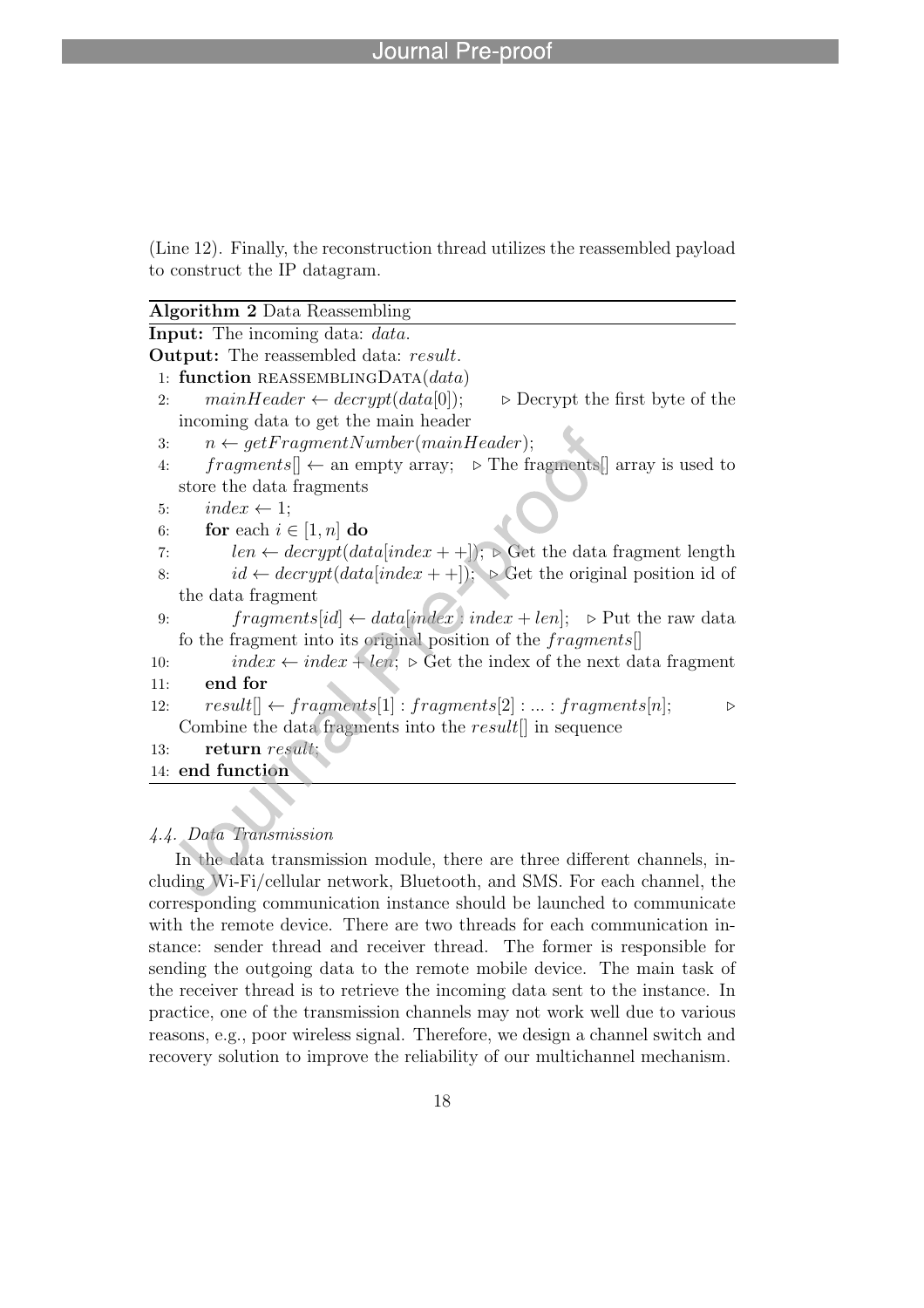(Line 12). Finally, the reconstruction thread utilizes the reassembled payload to construct the IP datagram.

**Algorithm 2** Data Reassembling

```
Input: The incoming data: data.
Output: The reassembled data: result.
 1: function REASSEMBLINGDATA(data)
 2:     mainHeader ← decrypt(data[0]);     ▷ Decrypt the first byte of the incoming data to get the main header
 3:     n ← getFragmentNumber(mainHeader);
 4:     fragments[] ← an empty array;   ▷ The fragments[] array is used to store the data fragments
 5:     index ← 1;
 6:     for each i ∈ [1, n] do
 7:         len ← decrypt(data[index++]);  ▷ Get the data fragment length
 8:         id ← decrypt(data[index++]);  ▷ Get the original position id of the data fragment
 9:         fragments[id] ← data[index : index + len];   ▷ Put the raw data fo the fragment into its original position of the fragments[]
10:         index ← index + len;  ▷ Get the index of the next data fragment
11:     end for
12:     result[] ← fragments[1] : fragments[2] : ... : fragments[n];   ▷ Combine the data fragments into the result[] in sequence
13:     return result;
14: end function
```

### 4.4. Data Transmission

In the data transmission module, there are three different channels, including Wi-Fi/cellular network, Bluetooth, and SMS. For each channel, the corresponding communication instance should be launched to communicate with the remote device. There are two threads for each communication instance: sender thread and receiver thread. The former is responsible for sending the outgoing data to the remote mobile device. The main task of the receiver thread is to retrieve the incoming data sent to the instance. In practice, one of the transmission channels may not work well due to various reasons, e.g., poor wireless signal. Therefore, we design a channel switch and recovery solution to improve the reliability of our multichannel mechanism.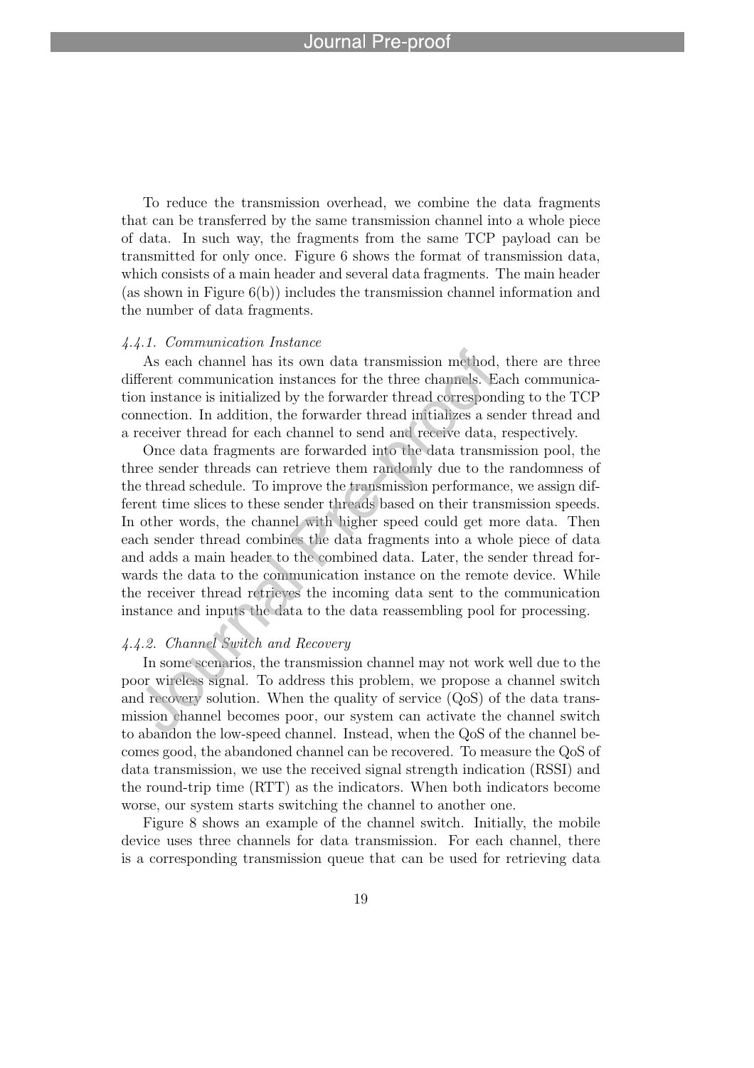To reduce the transmission overhead, we combine the data fragments that can be transferred by the same transmission channel into a whole piece of data. In such way, the fragments from the same TCP payload can be transmitted for only once. Figure 6 shows the format of transmission data, which consists of a main header and several data fragments. The main header (as shown in Figure 6(b)) includes the transmission channel information and the number of data fragments.

#### *4.4.1. Communication Instance*

As each channel has its own data transmission method, there are three different communication instances for the three channels. Each communication instance is initialized by the forwarder thread corresponding to the TCP connection. In addition, the forwarder thread initializes a sender thread and a receiver thread for each channel to send and receive data, respectively.

Once data fragments are forwarded into the data transmission pool, the three sender threads can retrieve them randomly due to the randomness of the thread schedule. To improve the transmission performance, we assign different time slices to these sender threads based on their transmission speeds. In other words, the channel with higher speed could get more data. Then each sender thread combines the data fragments into a whole piece of data and adds a main header to the combined data. Later, the sender thread forwards the data to the communication instance on the remote device. While the receiver thread retrieves the incoming data sent to the communication instance and inputs the data to the data reassembling pool for processing.

#### *4.4.2. Channel Switch and Recovery*

In some scenarios, the transmission channel may not work well due to the poor wireless signal. To address this problem, we propose a channel switch and recovery solution. When the quality of service (QoS) of the data transmission channel becomes poor, our system can activate the channel switch to abandon the low-speed channel. Instead, when the QoS of the channel becomes good, the abandoned channel can be recovered. To measure the QoS of data transmission, we use the received signal strength indication (RSSI) and the round-trip time (RTT) as the indicators. When both indicators become worse, our system starts switching the channel to another one.

Figure 8 shows an example of the channel switch. Initially, the mobile device uses three channels for data transmission. For each channel, there is a corresponding transmission queue that can be used for retrieving data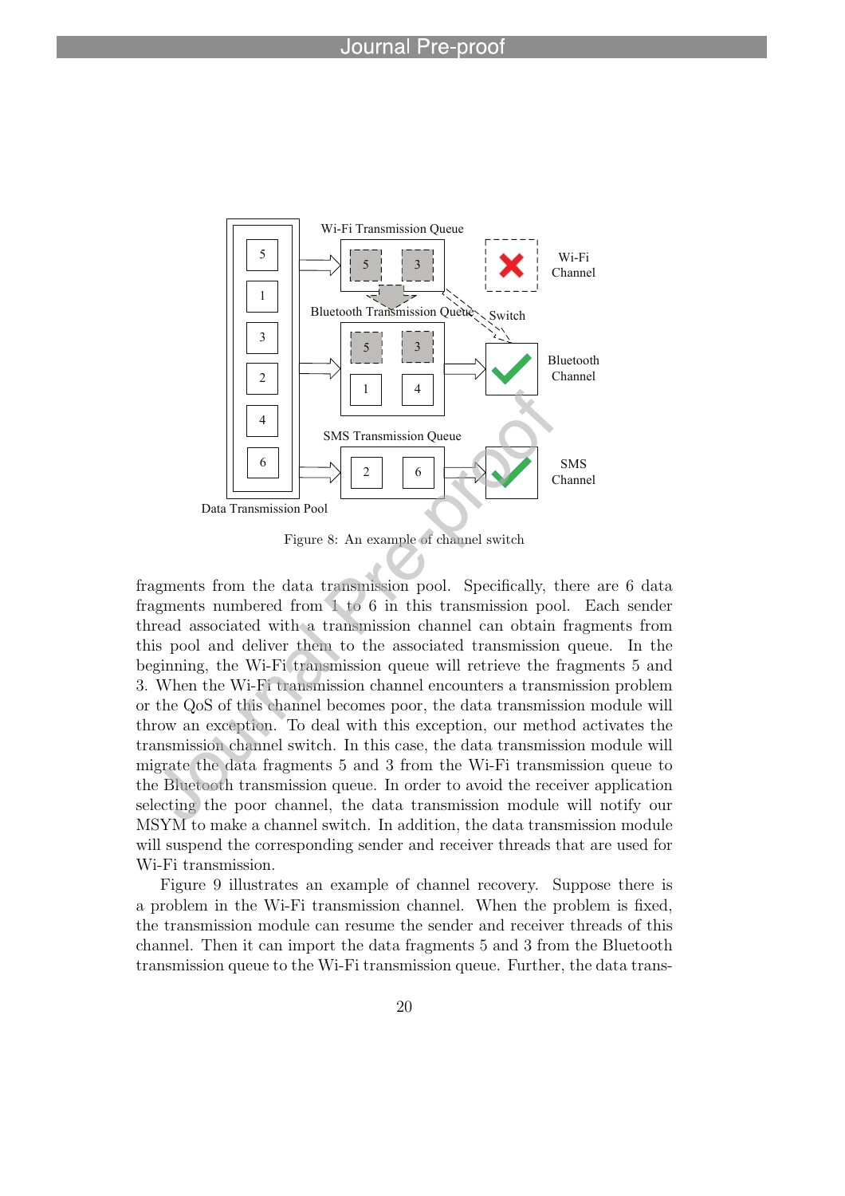Figure 8: An example of channel switch

fragments from the data transmission pool. Specifically, there are 6 data fragments numbered from 1 to 6 in this transmission pool. Each sender thread associated with a transmission channel can obtain fragments from this pool and deliver them to the associated transmission queue. In the beginning, the Wi-Fi transmission queue will retrieve the fragments 5 and 3. When the Wi-Fi transmission channel encounters a transmission problem or the QoS of this channel becomes poor, the data transmission module will throw an exception. To deal with this exception, our method activates the transmission channel switch. In this case, the data transmission module will migrate the data fragments 5 and 3 from the Wi-Fi transmission queue to the Bluetooth transmission queue. In order to avoid the receiver application selecting the poor channel, the data transmission module will notify our MSYM to make a channel switch. In addition, the data transmission module will suspend the corresponding sender and receiver threads that are used for Wi-Fi transmission.

Figure 9 illustrates an example of channel recovery. Suppose there is a problem in the Wi-Fi transmission channel. When the problem is fixed, the transmission module can resume the sender and receiver threads of this channel. Then it can import the data fragments 5 and 3 from the Bluetooth transmission queue to the Wi-Fi transmission queue. Further, the data trans-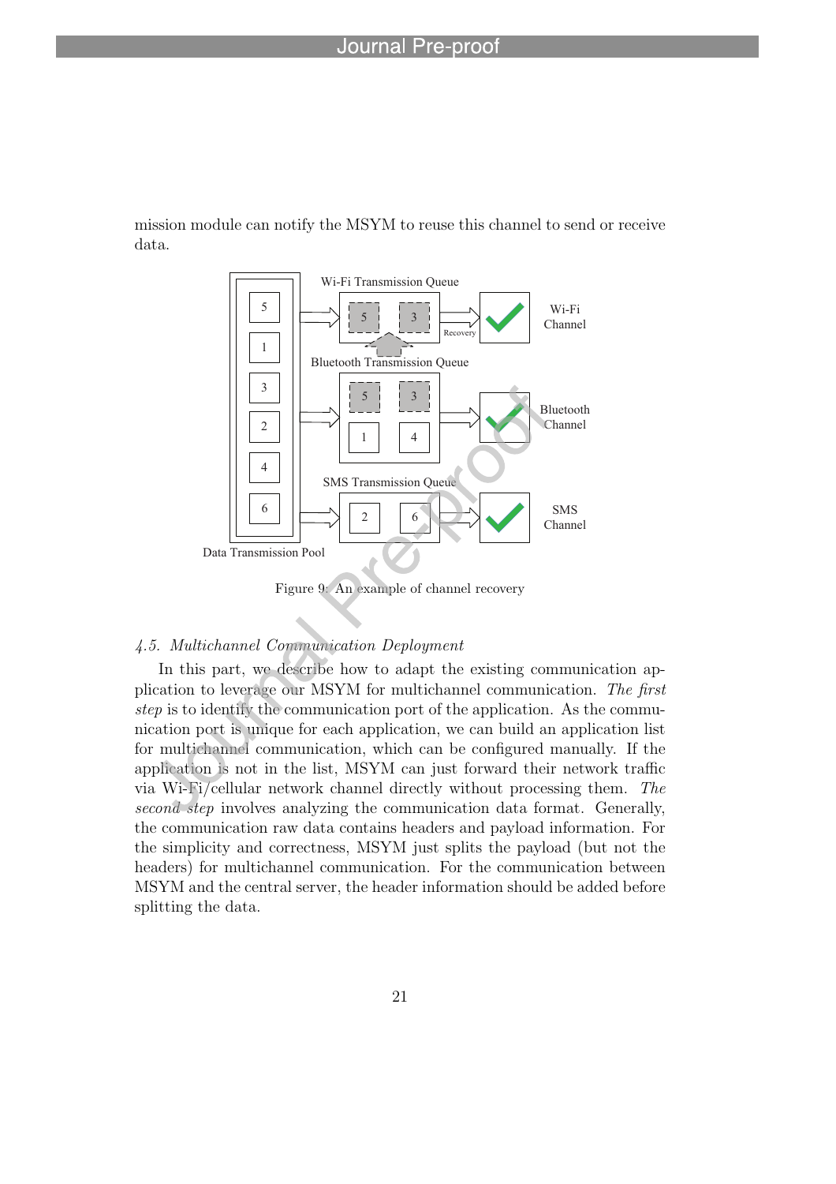mission module can notify the MSYM to reuse this channel to send or receive data.

Figure 9: An example of channel recovery

### 4.5. Multichannel Communication Deployment

In this part, we describe how to adapt the existing communication application to leverage our MSYM for multichannel communication. *The first step* is to identify the communication port of the application. As the communication port is unique for each application, we can build an application list for multichannel communication, which can be configured manually. If the application is not in the list, MSYM can just forward their network traffic via Wi-Fi/cellular network channel directly without processing them. *The second step* involves analyzing the communication data format. Generally, the communication raw data contains headers and payload information. For the simplicity and correctness, MSYM just splits the payload (but not the headers) for multichannel communication. For the communication between MSYM and the central server, the header information should be added before splitting the data.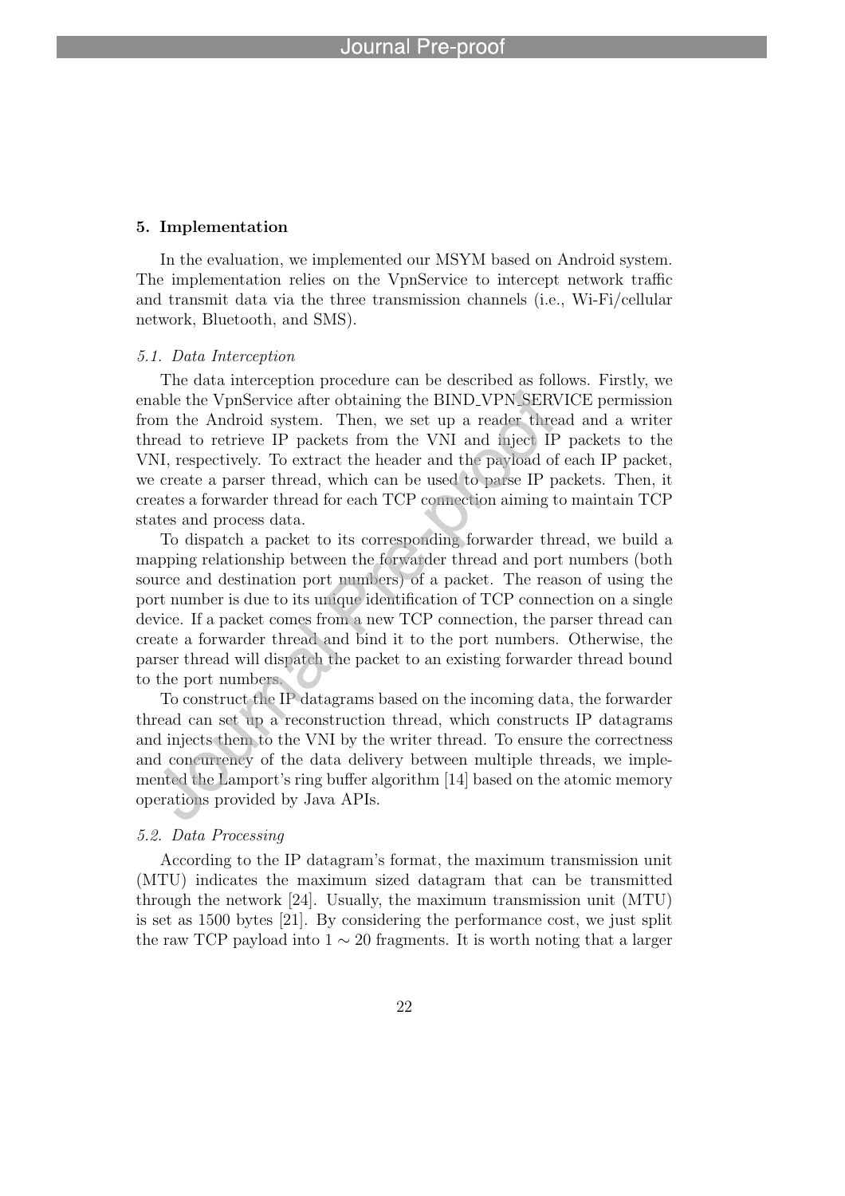## 5. Implementation

In the evaluation, we implemented our MSYM based on Android system. The implementation relies on the VpnService to intercept network traffic and transmit data via the three transmission channels (i.e., Wi-Fi/cellular network, Bluetooth, and SMS).

### *5.1. Data Interception*

The data interception procedure can be described as follows. Firstly, we enable the VpnService after obtaining the BIND_VPN_SERVICE permission from the Android system. Then, we set up a reader thread and a writer thread to retrieve IP packets from the VNI and inject IP packets to the VNI, respectively. To extract the header and the payload of each IP packet, we create a parser thread, which can be used to parse IP packets. Then, it creates a forwarder thread for each TCP connection aiming to maintain TCP states and process data.

To dispatch a packet to its corresponding forwarder thread, we build a mapping relationship between the forwarder thread and port numbers (both source and destination port numbers) of a packet. The reason of using the port number is due to its unique identification of TCP connection on a single device. If a packet comes from a new TCP connection, the parser thread can create a forwarder thread and bind it to the port numbers. Otherwise, the parser thread will dispatch the packet to an existing forwarder thread bound to the port numbers.

To construct the IP datagrams based on the incoming data, the forwarder thread can set up a reconstruction thread, which constructs IP datagrams and injects them to the VNI by the writer thread. To ensure the correctness and concurrency of the data delivery between multiple threads, we implemented the Lamport's ring buffer algorithm [14] based on the atomic memory operations provided by Java APIs.

### *5.2. Data Processing*

According to the IP datagram's format, the maximum transmission unit (MTU) indicates the maximum sized datagram that can be transmitted through the network [24]. Usually, the maximum transmission unit (MTU) is set as 1500 bytes [21]. By considering the performance cost, we just split the raw TCP payload into $1 \sim 20$ fragments. It is worth noting that a larger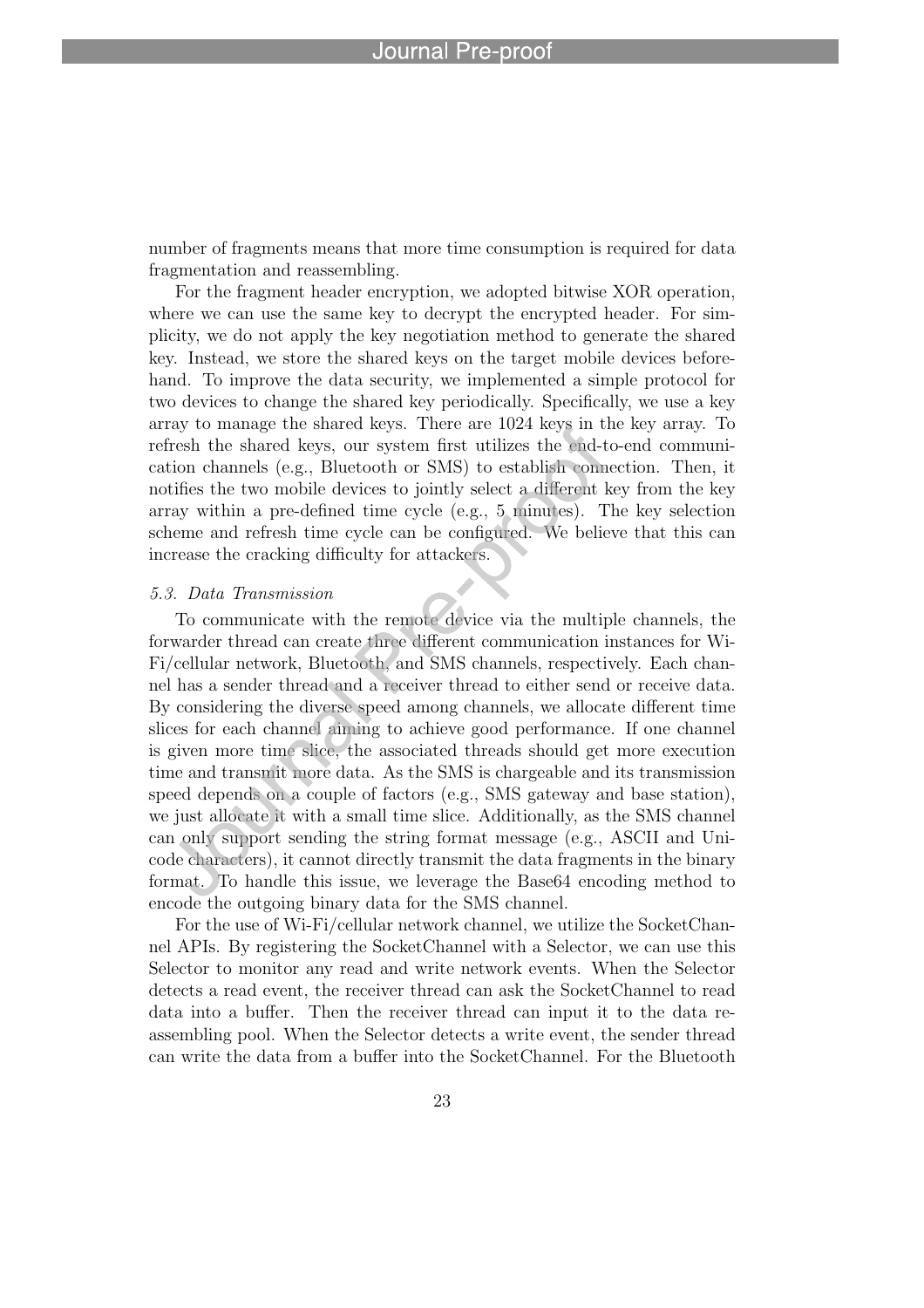number of fragments means that more time consumption is required for data fragmentation and reassembling.

For the fragment header encryption, we adopted bitwise XOR operation, where we can use the same key to decrypt the encrypted header. For simplicity, we do not apply the key negotiation method to generate the shared key. Instead, we store the shared keys on the target mobile devices beforehand. To improve the data security, we implemented a simple protocol for two devices to change the shared key periodically. Specifically, we use a key array to manage the shared keys. There are 1024 keys in the key array. To refresh the shared keys, our system first utilizes the end-to-end communication channels (e.g., Bluetooth or SMS) to establish connection. Then, it notifies the two mobile devices to jointly select a different key from the key array within a pre-defined time cycle (e.g., 5 minutes). The key selection scheme and refresh time cycle can be configured. We believe that this can increase the cracking difficulty for attackers.

### *5.3. Data Transmission*

To communicate with the remote device via the multiple channels, the forwarder thread can create three different communication instances for Wi-Fi/cellular network, Bluetooth, and SMS channels, respectively. Each channel has a sender thread and a receiver thread to either send or receive data. By considering the diverse speed among channels, we allocate different time slices for each channel aiming to achieve good performance. If one channel is given more time slice, the associated threads should get more execution time and transmit more data. As the SMS is chargeable and its transmission speed depends on a couple of factors (e.g., SMS gateway and base station), we just allocate it with a small time slice. Additionally, as the SMS channel can only support sending the string format message (e.g., ASCII and Unicode characters), it cannot directly transmit the data fragments in the binary format. To handle this issue, we leverage the Base64 encoding method to encode the outgoing binary data for the SMS channel.

For the use of Wi-Fi/cellular network channel, we utilize the SocketChannel APIs. By registering the SocketChannel with a Selector, we can use this Selector to monitor any read and write network events. When the Selector detects a read event, the receiver thread can ask the SocketChannel to read data into a buffer. Then the receiver thread can input it to the data reassembling pool. When the Selector detects a write event, the sender thread can write the data from a buffer into the SocketChannel. For the Bluetooth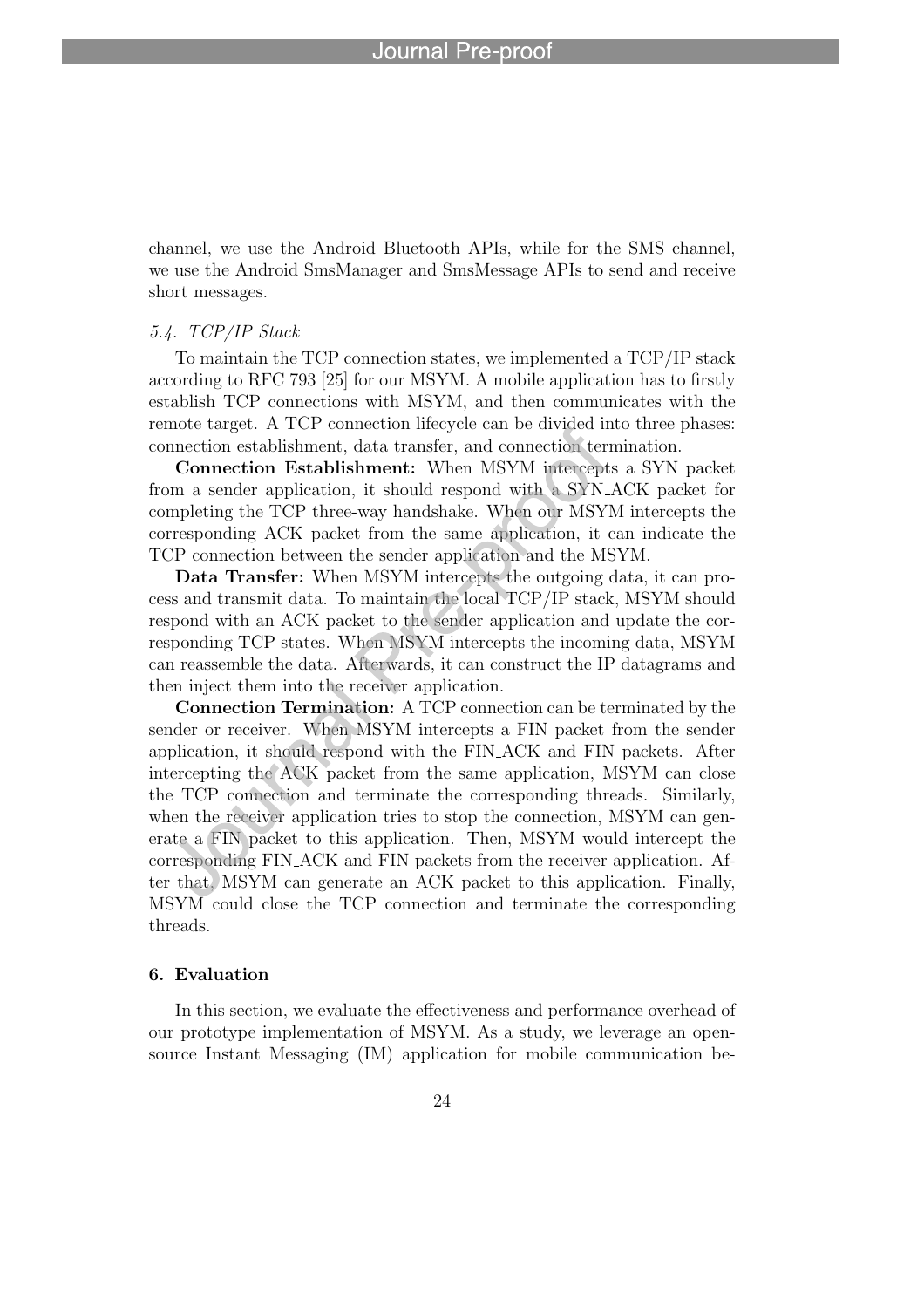channel, we use the Android Bluetooth APIs, while for the SMS channel, we use the Android SmsManager and SmsMessage APIs to send and receive short messages.

### *5.4. TCP/IP Stack*

To maintain the TCP connection states, we implemented a TCP/IP stack according to RFC 793 [25] for our MSYM. A mobile application has to firstly establish TCP connections with MSYM, and then communicates with the remote target. A TCP connection lifecycle can be divided into three phases: connection establishment, data transfer, and connection termination.

**Connection Establishment:** When MSYM intercepts a SYN packet from a sender application, it should respond with a SYN_ACK packet for completing the TCP three-way handshake. When our MSYM intercepts the corresponding ACK packet from the same application, it can indicate the TCP connection between the sender application and the MSYM.

**Data Transfer:** When MSYM intercepts the outgoing data, it can process and transmit data. To maintain the local TCP/IP stack, MSYM should respond with an ACK packet to the sender application and update the corresponding TCP states. When MSYM intercepts the incoming data, MSYM can reassemble the data. Afterwards, it can construct the IP datagrams and then inject them into the receiver application.

**Connection Termination:** A TCP connection can be terminated by the sender or receiver. When MSYM intercepts a FIN packet from the sender application, it should respond with the FIN_ACK and FIN packets. After intercepting the ACK packet from the same application, MSYM can close the TCP connection and terminate the corresponding threads. Similarly, when the receiver application tries to stop the connection, MSYM can generate a FIN packet to this application. Then, MSYM would intercept the corresponding FIN_ACK and FIN packets from the receiver application. After that, MSYM can generate an ACK packet to this application. Finally, MSYM could close the TCP connection and terminate the corresponding threads.

## 6. Evaluation

In this section, we evaluate the effectiveness and performance overhead of our prototype implementation of MSYM. As a study, we leverage an open-source Instant Messaging (IM) application for mobile communication be-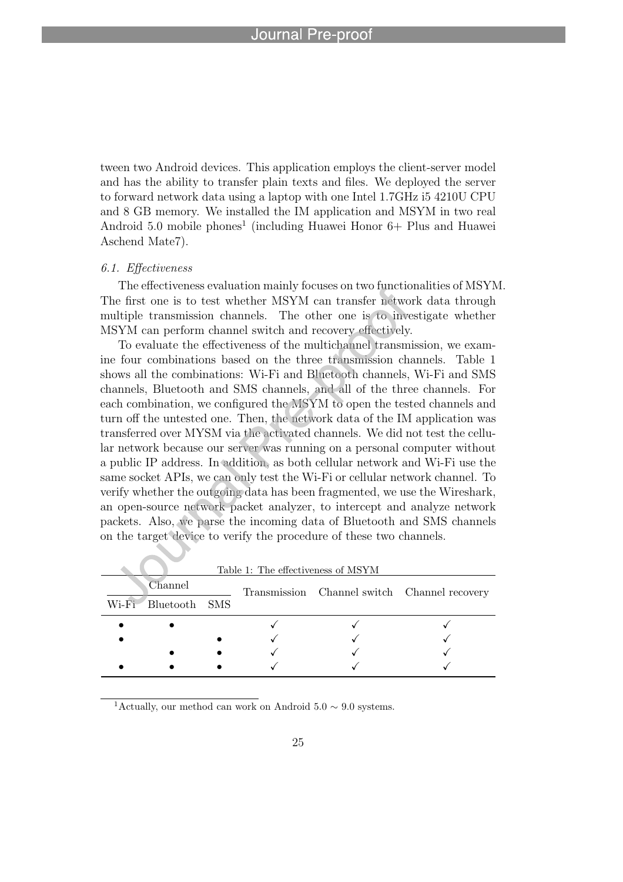tween two Android devices. This application employs the client-server model and has the ability to transfer plain texts and files. We deployed the server to forward network data using a laptop with one Intel 1.7GHz i5 4210U CPU and 8 GB memory. We installed the IM application and MSYM in two real Android 5.0 mobile phones[1] (including Huawei Honor 6+ Plus and Huawei Aschend Mate7).

### 6.1. Effectiveness

The effectiveness evaluation mainly focuses on two functionalities of MSYM. The first one is to test whether MSYM can transfer network data through multiple transmission channels. The other one is to investigate whether MSYM can perform channel switch and recovery effectively.

To evaluate the effectiveness of the multichannel transmission, we examine four combinations based on the three transmission channels. Table 1 shows all the combinations: Wi-Fi and Bluetooth channels, Wi-Fi and SMS channels, Bluetooth and SMS channels, and all of the three channels. For each combination, we configured the MSYM to open the tested channels and turn off the untested one. Then, the network data of the IM application was transferred over MYSM via the activated channels. We did not test the cellular network because our server was running on a personal computer without a public IP address. In addition, as both cellular network and Wi-Fi use the same socket APIs, we can only test the Wi-Fi or cellular network channel. To verify whether the outgoing data has been fragmented, we use the Wireshark, an open-source network packet analyzer, to intercept and analyze network packets. Also, we parse the incoming data of Bluetooth and SMS channels on the target device to verify the procedure of these two channels.

Table 1: The effectiveness of MSYM

| Channel | | | Transmission | Channel switch | Channel recovery |
|---|---|---|---|---|---|
| Wi-Fi | Bluetooth | SMS | | | |
| • | • | | ✓ | ✓ | ✓ |
| • | | • | ✓ | ✓ | ✓ |
| | • | • | ✓ | ✓ | ✓ |
| • | • | • | ✓ | ✓ | ✓ |

[1] Actually, our method can work on Android 5.0 $\sim$ 9.0 systems.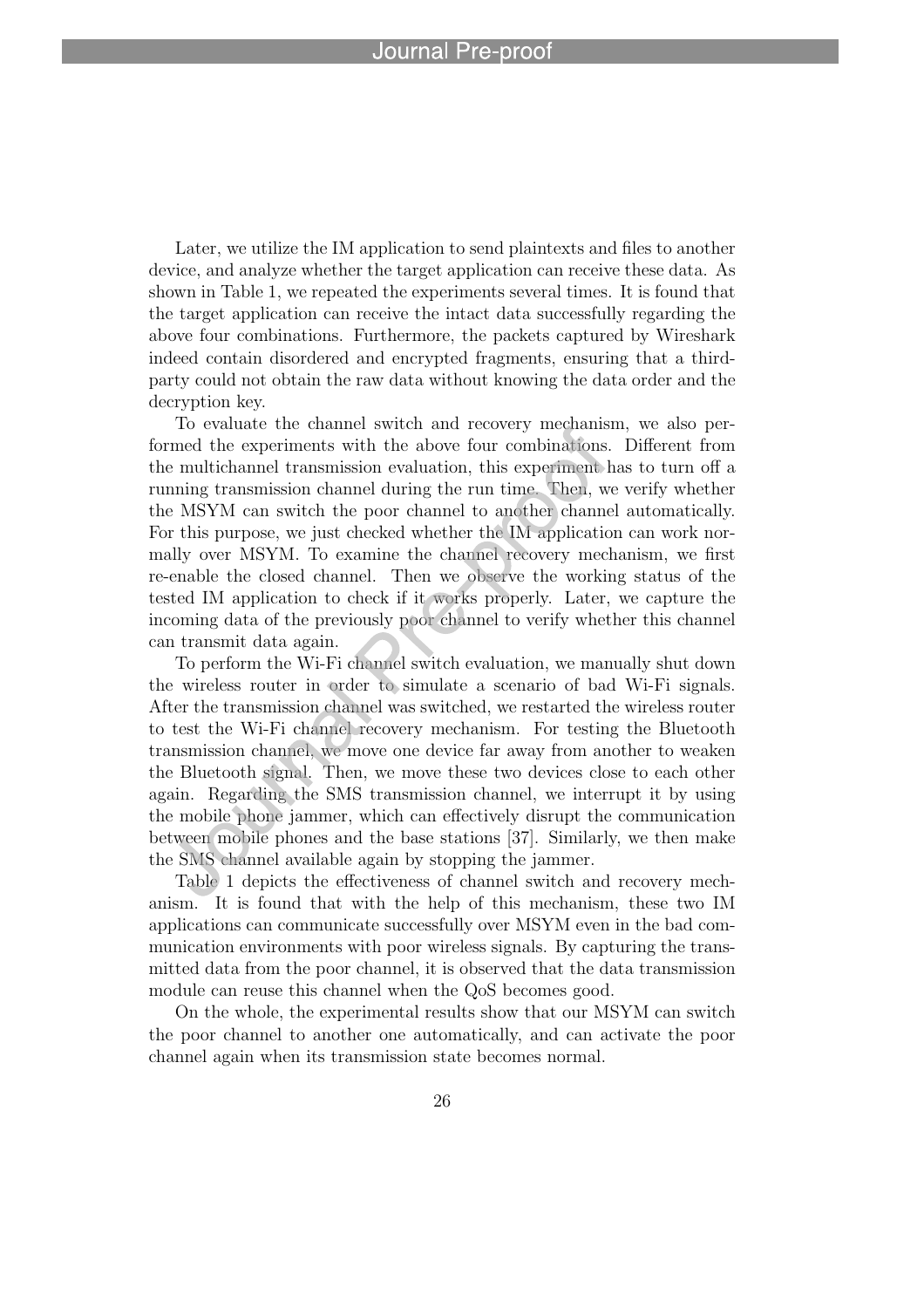Later, we utilize the IM application to send plaintexts and files to another device, and analyze whether the target application can receive these data. As shown in Table 1, we repeated the experiments several times. It is found that the target application can receive the intact data successfully regarding the above four combinations. Furthermore, the packets captured by Wireshark indeed contain disordered and encrypted fragments, ensuring that a third-party could not obtain the raw data without knowing the data order and the decryption key.

To evaluate the channel switch and recovery mechanism, we also performed the experiments with the above four combinations. Different from the multichannel transmission evaluation, this experiment has to turn off a running transmission channel during the run time. Then, we verify whether the MSYM can switch the poor channel to another channel automatically. For this purpose, we just checked whether the IM application can work normally over MSYM. To examine the channel recovery mechanism, we first re-enable the closed channel. Then we observe the working status of the tested IM application to check if it works properly. Later, we capture the incoming data of the previously poor channel to verify whether this channel can transmit data again.

To perform the Wi-Fi channel switch evaluation, we manually shut down the wireless router in order to simulate a scenario of bad Wi-Fi signals. After the transmission channel was switched, we restarted the wireless router to test the Wi-Fi channel recovery mechanism. For testing the Bluetooth transmission channel, we move one device far away from another to weaken the Bluetooth signal. Then, we move these two devices close to each other again. Regarding the SMS transmission channel, we interrupt it by using the mobile phone jammer, which can effectively disrupt the communication between mobile phones and the base stations [37]. Similarly, we then make the SMS channel available again by stopping the jammer.

Table 1 depicts the effectiveness of channel switch and recovery mechanism. It is found that with the help of this mechanism, these two IM applications can communicate successfully over MSYM even in the bad communication environments with poor wireless signals. By capturing the transmitted data from the poor channel, it is observed that the data transmission module can reuse this channel when the QoS becomes good.

On the whole, the experimental results show that our MSYM can switch the poor channel to another one automatically, and can activate the poor channel again when its transmission state becomes normal.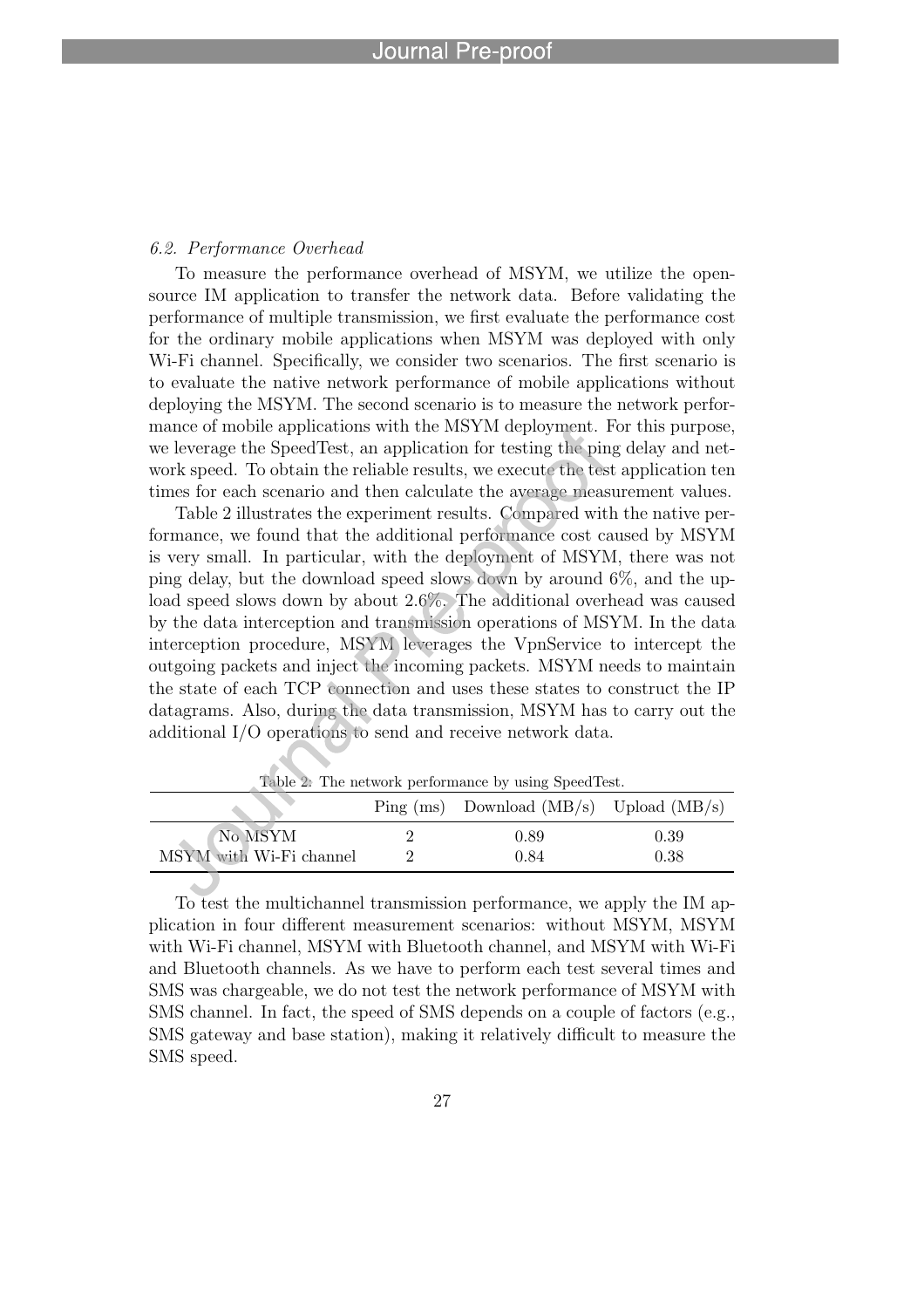### *6.2. Performance Overhead*

To measure the performance overhead of MSYM, we utilize the open-source IM application to transfer the network data. Before validating the performance of multiple transmission, we first evaluate the performance cost for the ordinary mobile applications when MSYM was deployed with only Wi-Fi channel. Specifically, we consider two scenarios. The first scenario is to evaluate the native network performance of mobile applications without deploying the MSYM. The second scenario is to measure the network performance of mobile applications with the MSYM deployment. For this purpose, we leverage the SpeedTest, an application for testing the ping delay and network speed. To obtain the reliable results, we execute the test application ten times for each scenario and then calculate the average measurement values.

Table 2 illustrates the experiment results. Compared with the native performance, we found that the additional performance cost caused by MSYM is very small. In particular, with the deployment of MSYM, there was not ping delay, but the download speed slows down by around 6%, and the upload speed slows down by about 2.6%. The additional overhead was caused by the data interception and transmission operations of MSYM. In the data interception procedure, MSYM leverages the VpnService to intercept the outgoing packets and inject the incoming packets. MSYM needs to maintain the state of each TCP connection and uses these states to construct the IP datagrams. Also, during the data transmission, MSYM has to carry out the additional I/O operations to send and receive network data.

Table 2: The network performance by using SpeedTest.

| | Ping (ms) | Download (MB/s) | Upload (MB/s) |
|---|---|---|---|
| No MSYM | 2 | 0.89 | 0.39 |
| MSYM with Wi-Fi channel | 2 | 0.84 | 0.38 |

To test the multichannel transmission performance, we apply the IM application in four different measurement scenarios: without MSYM, MSYM with Wi-Fi channel, MSYM with Bluetooth channel, and MSYM with Wi-Fi and Bluetooth channels. As we have to perform each test several times and SMS was chargeable, we do not test the network performance of MSYM with SMS channel. In fact, the speed of SMS depends on a couple of factors (e.g., SMS gateway and base station), making it relatively difficult to measure the SMS speed.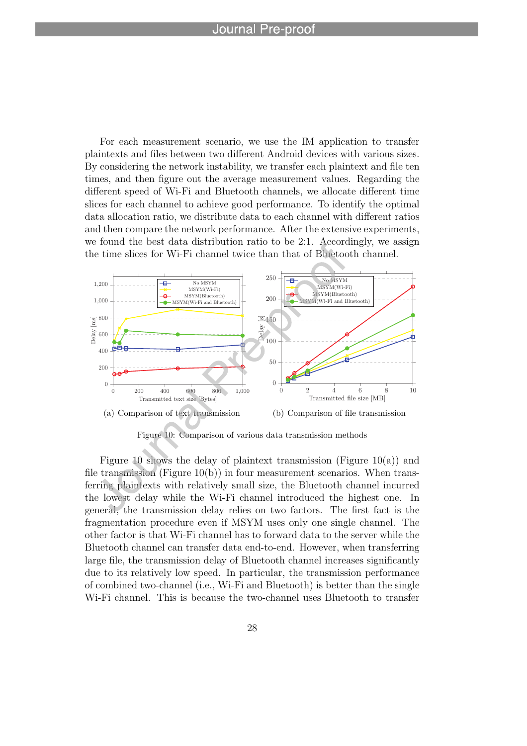For each measurement scenario, we use the IM application to transfer plaintexts and files between two different Android devices with various sizes. By considering the network instability, we transfer each plaintext and file ten times, and then figure out the average measurement values. Regarding the different speed of Wi-Fi and Bluetooth channels, we allocate different time slices for each channel to achieve good performance. To identify the optimal data allocation ratio, we distribute data to each channel with different ratios and then compare the network performance. After the extensive experiments, we found the best data distribution ratio to be 2:1. Accordingly, we assign the time slices for Wi-Fi channel twice than that of Bluetooth channel.

(a) Comparison of text transmission

(b) Comparison of file transmission

Figure 10: Comparison of various data transmission methods

Figure 10 shows the delay of plaintext transmission (Figure 10(a)) and file transmission (Figure 10(b)) in four measurement scenarios. When transferring plaintexts with relatively small size, the Bluetooth channel incurred the lowest delay while the Wi-Fi channel introduced the highest one. In general, the transmission delay relies on two factors. The first fact is the fragmentation procedure even if MSYM uses only one single channel. The other factor is that Wi-Fi channel has to forward data to the server while the Bluetooth channel can transfer data end-to-end. However, when transferring large file, the transmission delay of Bluetooth channel increases significantly due to its relatively low speed. In particular, the transmission performance of combined two-channel (i.e., Wi-Fi and Bluetooth) is better than the single Wi-Fi channel. This is because the two-channel uses Bluetooth to transfer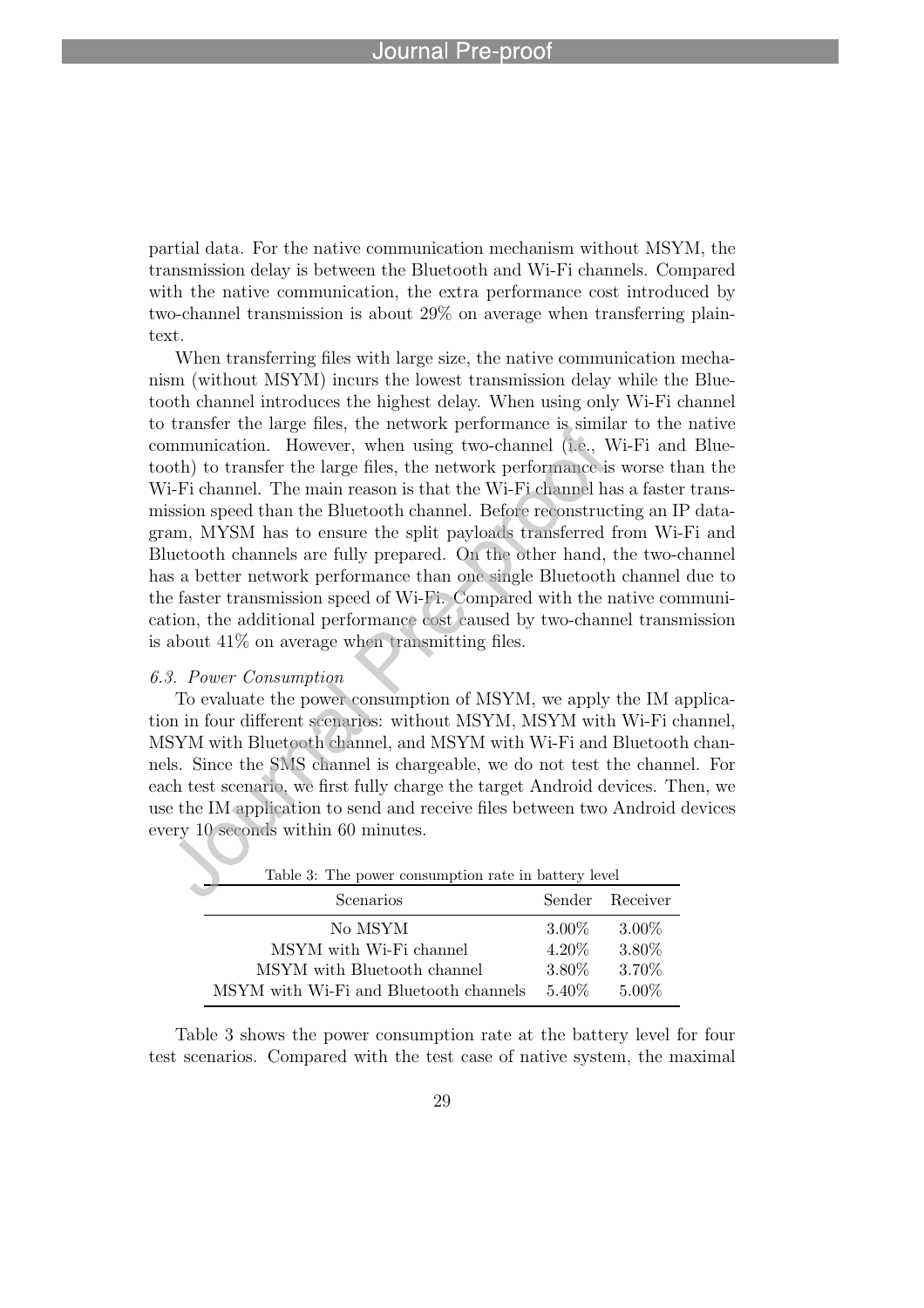partial data. For the native communication mechanism without MSYM, the transmission delay is between the Bluetooth and Wi-Fi channels. Compared with the native communication, the extra performance cost introduced by two-channel transmission is about 29% on average when transferring plaintext.

When transferring files with large size, the native communication mechanism (without MSYM) incurs the lowest transmission delay while the Bluetooth channel introduces the highest delay. When using only Wi-Fi channel to transfer the large files, the network performance is similar to the native communication. However, when using two-channel (i.e., Wi-Fi and Bluetooth) to transfer the large files, the network performance is worse than the Wi-Fi channel. The main reason is that the Wi-Fi channel has a faster transmission speed than the Bluetooth channel. Before reconstructing an IP datagram, MYSM has to ensure the split payloads transferred from Wi-Fi and Bluetooth channels are fully prepared. On the other hand, the two-channel has a better network performance than one single Bluetooth channel due to the faster transmission speed of Wi-Fi. Compared with the native communication, the additional performance cost caused by two-channel transmission is about 41% on average when transmitting files.

### *6.3. Power Consumption*

To evaluate the power consumption of MSYM, we apply the IM application in four different scenarios: without MSYM, MSYM with Wi-Fi channel, MSYM with Bluetooth channel, and MSYM with Wi-Fi and Bluetooth channels. Since the SMS channel is chargeable, we do not test the channel. For each test scenario, we first fully charge the target Android devices. Then, we use the IM application to send and receive files between two Android devices every 10 seconds within 60 minutes.

Table 3: The power consumption rate in battery level

| Scenarios | Sender | Receiver |
|---|---|---|
| No MSYM | 3.00% | 3.00% |
| MSYM with Wi-Fi channel | 4.20% | 3.80% |
| MSYM with Bluetooth channel | 3.80% | 3.70% |
| MSYM with Wi-Fi and Bluetooth channels | 5.40% | 5.00% |

Table 3 shows the power consumption rate at the battery level for four test scenarios. Compared with the test case of native system, the maximal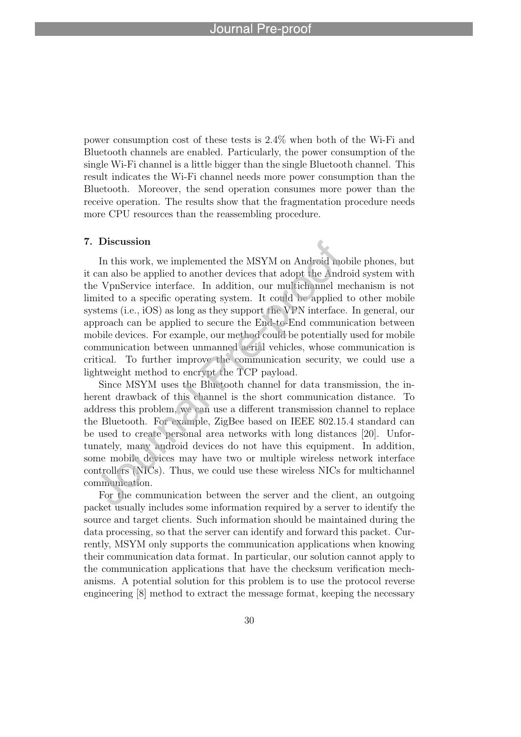power consumption cost of these tests is 2.4% when both of the Wi-Fi and Bluetooth channels are enabled. Particularly, the power consumption of the single Wi-Fi channel is a little bigger than the single Bluetooth channel. This result indicates the Wi-Fi channel needs more power consumption than the Bluetooth. Moreover, the send operation consumes more power than the receive operation. The results show that the fragmentation procedure needs more CPU resources than the reassembling procedure.

## 7. Discussion

In this work, we implemented the MSYM on Android mobile phones, but it can also be applied to another devices that adopt the Android system with the VpnService interface. In addition, our multichannel mechanism is not limited to a specific operating system. It could be applied to other mobile systems (i.e., iOS) as long as they support the VPN interface. In general, our approach can be applied to secure the End-to-End communication between mobile devices. For example, our method could be potentially used for mobile communication between unmanned aerial vehicles, whose communication is critical. To further improve the communication security, we could use a lightweight method to encrypt the TCP payload.

Since MSYM uses the Bluetooth channel for data transmission, the inherent drawback of this channel is the short communication distance. To address this problem, we can use a different transmission channel to replace the Bluetooth. For example, ZigBee based on IEEE 802.15.4 standard can be used to create personal area networks with long distances [20]. Unfortunately, many android devices do not have this equipment. In addition, some mobile devices may have two or multiple wireless network interface controllers (NICs). Thus, we could use these wireless NICs for multichannel communication.

For the communication between the server and the client, an outgoing packet usually includes some information required by a server to identify the source and target clients. Such information should be maintained during the data processing, so that the server can identify and forward this packet. Currently, MSYM only supports the communication applications when knowing their communication data format. In particular, our solution cannot apply to the communication applications that have the checksum verification mechanisms. A potential solution for this problem is to use the protocol reverse engineering [8] method to extract the message format, keeping the necessary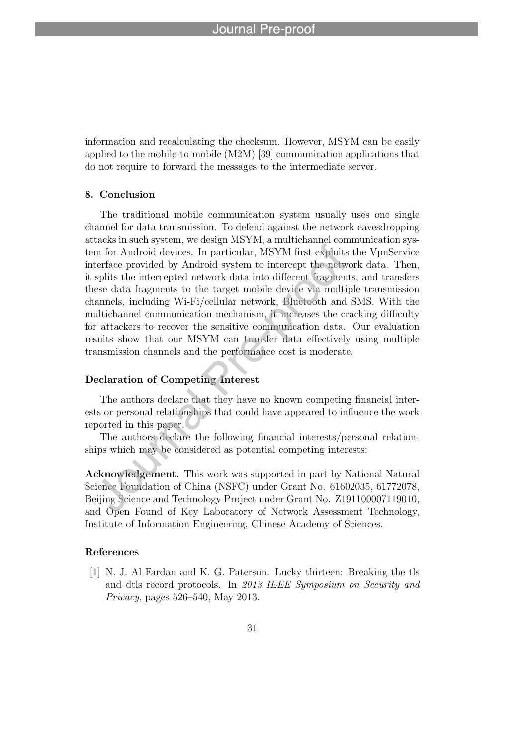information and recalculating the checksum. However, MSYM can be easily applied to the mobile-to-mobile (M2M) [39] communication applications that do not require to forward the messages to the intermediate server.

## 8. Conclusion

The traditional mobile communication system usually uses one single channel for data transmission. To defend against the network eavesdropping attacks in such system, we design MSYM, a multichannel communication system for Android devices. In particular, MSYM first exploits the VpnService interface provided by Android system to intercept the network data. Then, it splits the intercepted network data into different fragments, and transfers these data fragments to the target mobile device via multiple transmission channels, including Wi-Fi/cellular network, Bluetooth and SMS. With the multichannel communication mechanism, it increases the cracking difficulty for attackers to recover the sensitive communication data. Our evaluation results show that our MSYM can transfer data effectively using multiple transmission channels and the performance cost is moderate.

## Declaration of Competing Interest

The authors declare that they have no known competing financial interests or personal relationships that could have appeared to influence the work reported in this paper.

The authors declare the following financial interests/personal relationships which may be considered as potential competing interests:

**Acknowledgement.** This work was supported in part by National Natural Science Foundation of China (NSFC) under Grant No. 61602035, 61772078, Beijing Science and Technology Project under Grant No. Z191100007119010, and Open Found of Key Laboratory of Network Assessment Technology, Institute of Information Engineering, Chinese Academy of Sciences.

## References

[1] N. J. Al Fardan and K. G. Paterson. Lucky thirteen: Breaking the tls and dtls record protocols. In *2013 IEEE Symposium on Security and Privacy*, pages 526–540, May 2013.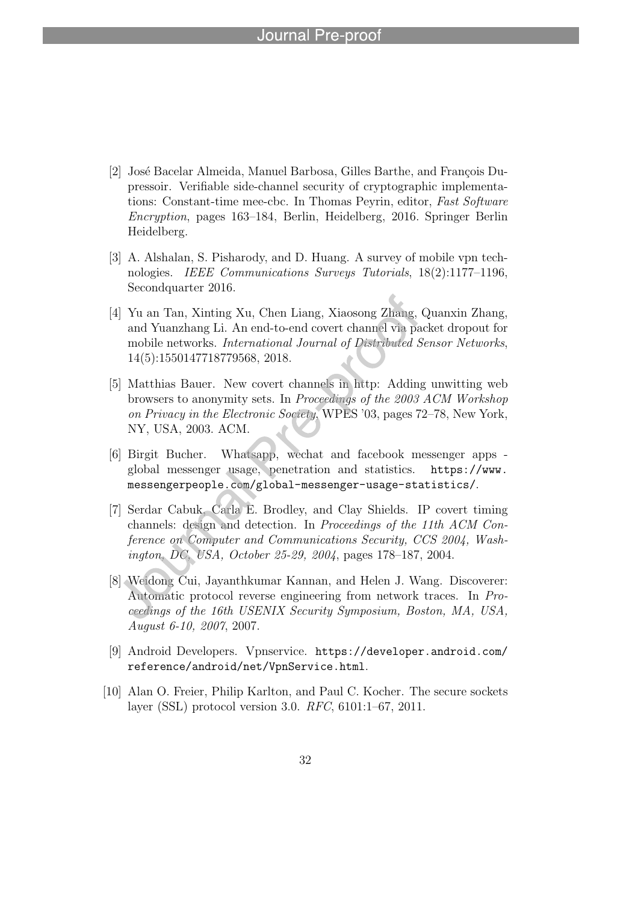[2] José Bacelar Almeida, Manuel Barbosa, Gilles Barthe, and François Dupressoir. Verifiable side-channel security of cryptographic implementations: Constant-time mee-cbc. In Thomas Peyrin, editor, *Fast Software Encryption*, pages 163–184, Berlin, Heidelberg, 2016. Springer Berlin Heidelberg.

[3] A. Alshalan, S. Pisharody, and D. Huang. A survey of mobile vpn technologies. *IEEE Communications Surveys Tutorials*, 18(2):1177–1196, Secondquarter 2016.

[4] Yu an Tan, Xinting Xu, Chen Liang, Xiaosong Zhang, Quanxin Zhang, and Yuanzhang Li. An end-to-end covert channel via packet dropout for mobile networks. *International Journal of Distributed Sensor Networks*, 14(5):1550147718779568, 2018.

[5] Matthias Bauer. New covert channels in http: Adding unwitting web browsers to anonymity sets. In *Proceedings of the 2003 ACM Workshop on Privacy in the Electronic Society*, WPES '03, pages 72–78, New York, NY, USA, 2003. ACM.

[6] Birgit Bucher. Whatsapp, wechat and facebook messenger apps - global messenger usage, penetration and statistics. `https://www.messengerpeople.com/global-messenger-usage-statistics/`.

[7] Serdar Cabuk, Carla E. Brodley, and Clay Shields. IP covert timing channels: design and detection. In *Proceedings of the 11th ACM Conference on Computer and Communications Security, CCS 2004, Washington, DC, USA, October 25-29, 2004*, pages 178–187, 2004.

[8] Weidong Cui, Jayanthkumar Kannan, and Helen J. Wang. Discoverer: Automatic protocol reverse engineering from network traces. In *Proceedings of the 16th USENIX Security Symposium, Boston, MA, USA, August 6-10, 2007*, 2007.

[9] Android Developers. Vpnservice. `https://developer.android.com/reference/android/net/VpnService.html`.

[10] Alan O. Freier, Philip Karlton, and Paul C. Kocher. The secure sockets layer (SSL) protocol version 3.0. *RFC*, 6101:1–67, 2011.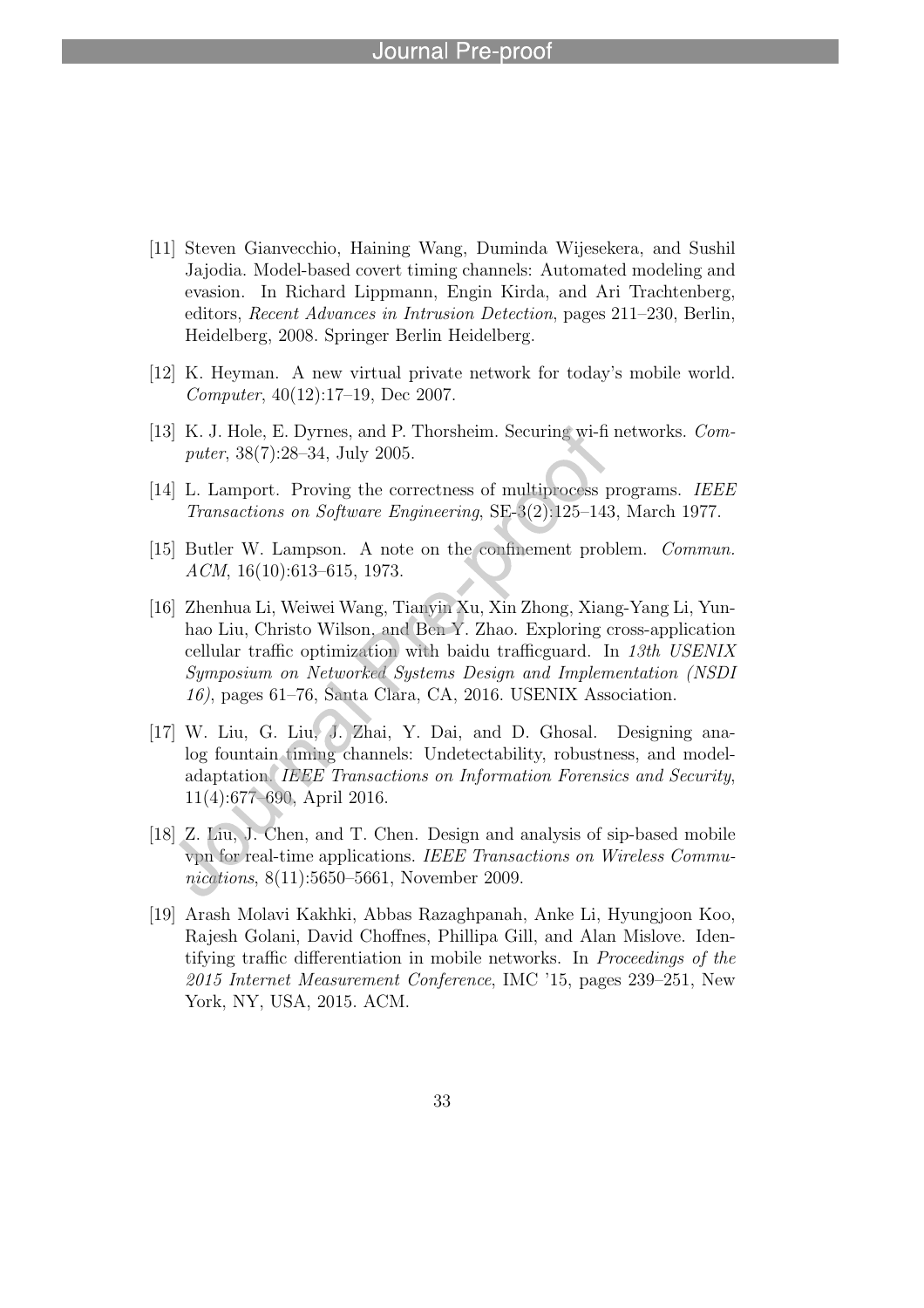[11] Steven Gianvecchio, Haining Wang, Duminda Wijesekera, and Sushil Jajodia. Model-based covert timing channels: Automated modeling and evasion. In Richard Lippmann, Engin Kirda, and Ari Trachtenberg, editors, *Recent Advances in Intrusion Detection*, pages 211–230, Berlin, Heidelberg, 2008. Springer Berlin Heidelberg.

[12] K. Heyman. A new virtual private network for today's mobile world. *Computer*, 40(12):17–19, Dec 2007.

[13] K. J. Hole, E. Dyrnes, and P. Thorsheim. Securing wi-fi networks. *Computer*, 38(7):28–34, July 2005.

[14] L. Lamport. Proving the correctness of multiprocess programs. *IEEE Transactions on Software Engineering*, SE-3(2):125–143, March 1977.

[15] Butler W. Lampson. A note on the confinement problem. *Commun. ACM*, 16(10):613–615, 1973.

[16] Zhenhua Li, Weiwei Wang, Tianyin Xu, Xin Zhong, Xiang-Yang Li, Yunhao Liu, Christo Wilson, and Ben Y. Zhao. Exploring cross-application cellular traffic optimization with baidu trafficguard. In *13th USENIX Symposium on Networked Systems Design and Implementation (NSDI 16)*, pages 61–76, Santa Clara, CA, 2016. USENIX Association.

[17] W. Liu, G. Liu, J. Zhai, Y. Dai, and D. Ghosal. Designing analog fountain timing channels: Undetectability, robustness, and model-adaptation. *IEEE Transactions on Information Forensics and Security*, 11(4):677–690, April 2016.

[18] Z. Liu, J. Chen, and T. Chen. Design and analysis of sip-based mobile vpn for real-time applications. *IEEE Transactions on Wireless Communications*, 8(11):5650–5661, November 2009.

[19] Arash Molavi Kakhki, Abbas Razaghpanah, Anke Li, Hyungjoon Koo, Rajesh Golani, David Choffnes, Phillipa Gill, and Alan Mislove. Identifying traffic differentiation in mobile networks. In *Proceedings of the 2015 Internet Measurement Conference*, IMC '15, pages 239–251, New York, NY, USA, 2015. ACM.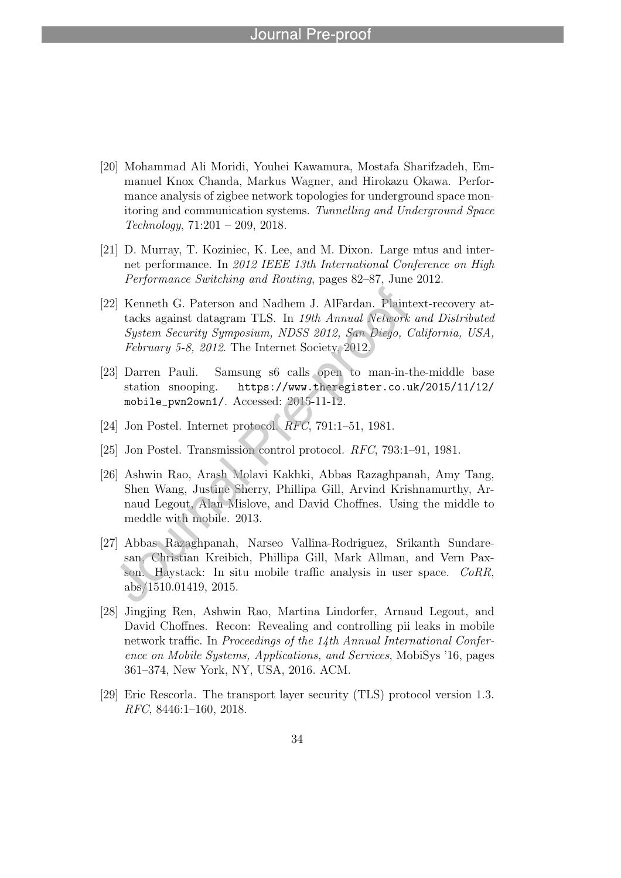[20] Mohammad Ali Moridi, Youhei Kawamura, Mostafa Sharifzadeh, Emmanuel Knox Chanda, Markus Wagner, and Hirokazu Okawa. Performance analysis of zigbee network topologies for underground space monitoring and communication systems. *Tunnelling and Underground Space Technology*, 71:201 – 209, 2018.

[21] D. Murray, T. Koziniec, K. Lee, and M. Dixon. Large mtus and internet performance. In *2012 IEEE 13th International Conference on High Performance Switching and Routing*, pages 82–87, June 2012.

[22] Kenneth G. Paterson and Nadhem J. AlFardan. Plaintext-recovery attacks against datagram TLS. In *19th Annual Network and Distributed System Security Symposium, NDSS 2012, San Diego, California, USA, February 5-8, 2012*. The Internet Society, 2012.

[23] Darren Pauli. Samsung s6 calls open to man-in-the-middle base station snooping. `https://www.theregister.co.uk/2015/11/12/mobile_pwn2own1/`. Accessed: 2015-11-12.

[24] Jon Postel. Internet protocol. *RFC*, 791:1–51, 1981.

[25] Jon Postel. Transmission control protocol. *RFC*, 793:1–91, 1981.

[26] Ashwin Rao, Arash Molavi Kakhki, Abbas Razaghpanah, Amy Tang, Shen Wang, Justine Sherry, Phillipa Gill, Arvind Krishnamurthy, Arnaud Legout, Alan Mislove, and David Choffnes. Using the middle to meddle with mobile. 2013.

[27] Abbas Razaghpanah, Narseo Vallina-Rodriguez, Srikanth Sundaresan, Christian Kreibich, Phillipa Gill, Mark Allman, and Vern Paxson. Haystack: In situ mobile traffic analysis in user space. *CoRR*, abs/1510.01419, 2015.

[28] Jingjing Ren, Ashwin Rao, Martina Lindorfer, Arnaud Legout, and David Choffnes. Recon: Revealing and controlling pii leaks in mobile network traffic. In *Proceedings of the 14th Annual International Conference on Mobile Systems, Applications, and Services*, MobiSys '16, pages 361–374, New York, NY, USA, 2016. ACM.

[29] Eric Rescorla. The transport layer security (TLS) protocol version 1.3. *RFC*, 8446:1–160, 2018.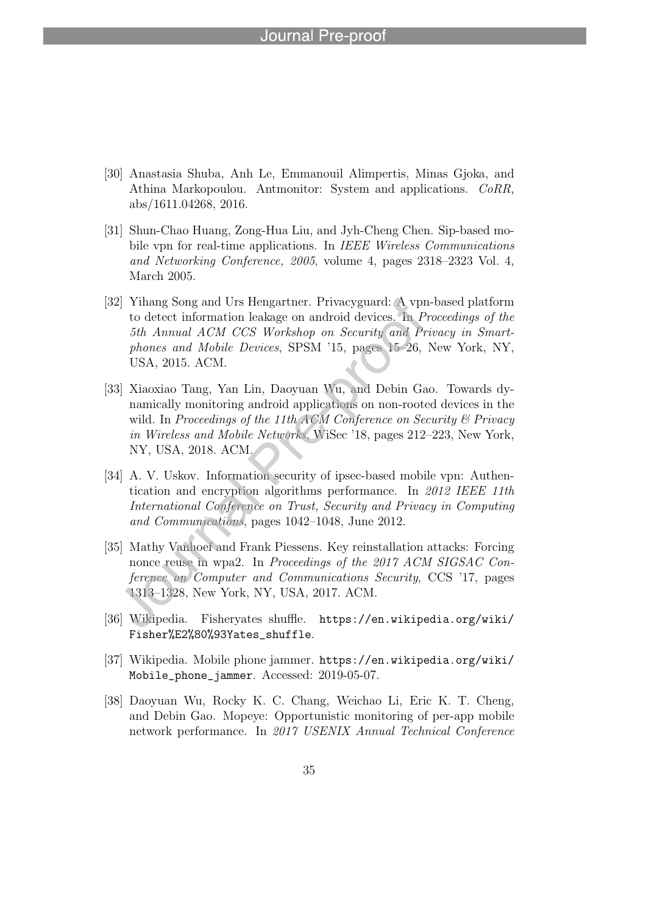[30] Anastasia Shuba, Anh Le, Emmanouil Alimpertis, Minas Gjoka, and Athina Markopoulou. Antmonitor: System and applications. *CoRR*, abs/1611.04268, 2016.

[31] Shun-Chao Huang, Zong-Hua Liu, and Jyh-Cheng Chen. Sip-based mobile vpn for real-time applications. In *IEEE Wireless Communications and Networking Conference, 2005*, volume 4, pages 2318–2323 Vol. 4, March 2005.

[32] Yihang Song and Urs Hengartner. Privacyguard: A vpn-based platform to detect information leakage on android devices. In *Proceedings of the 5th Annual ACM CCS Workshop on Security and Privacy in Smartphones and Mobile Devices*, SPSM '15, pages 15–26, New York, NY, USA, 2015. ACM.

[33] Xiaoxiao Tang, Yan Lin, Daoyuan Wu, and Debin Gao. Towards dynamically monitoring android applications on non-rooted devices in the wild. In *Proceedings of the 11th ACM Conference on Security & Privacy in Wireless and Mobile Networks*, WiSec '18, pages 212–223, New York, NY, USA, 2018. ACM.

[34] A. V. Uskov. Information security of ipsec-based mobile vpn: Authentication and encryption algorithms performance. In *2012 IEEE 11th International Conference on Trust, Security and Privacy in Computing and Communications*, pages 1042–1048, June 2012.

[35] Mathy Vanhoef and Frank Piessens. Key reinstallation attacks: Forcing nonce reuse in wpa2. In *Proceedings of the 2017 ACM SIGSAC Conference on Computer and Communications Security*, CCS '17, pages 1313–1328, New York, NY, USA, 2017. ACM.

[36] Wikipedia. Fisheryates shuffle. `https://en.wikipedia.org/wiki/Fisher%E2%80%93Yates_shuffle`.

[37] Wikipedia. Mobile phone jammer. `https://en.wikipedia.org/wiki/Mobile_phone_jammer`. Accessed: 2019-05-07.

[38] Daoyuan Wu, Rocky K. C. Chang, Weichao Li, Eric K. T. Cheng, and Debin Gao. Mopeye: Opportunistic monitoring of per-app mobile network performance. In *2017 USENIX Annual Technical Conference*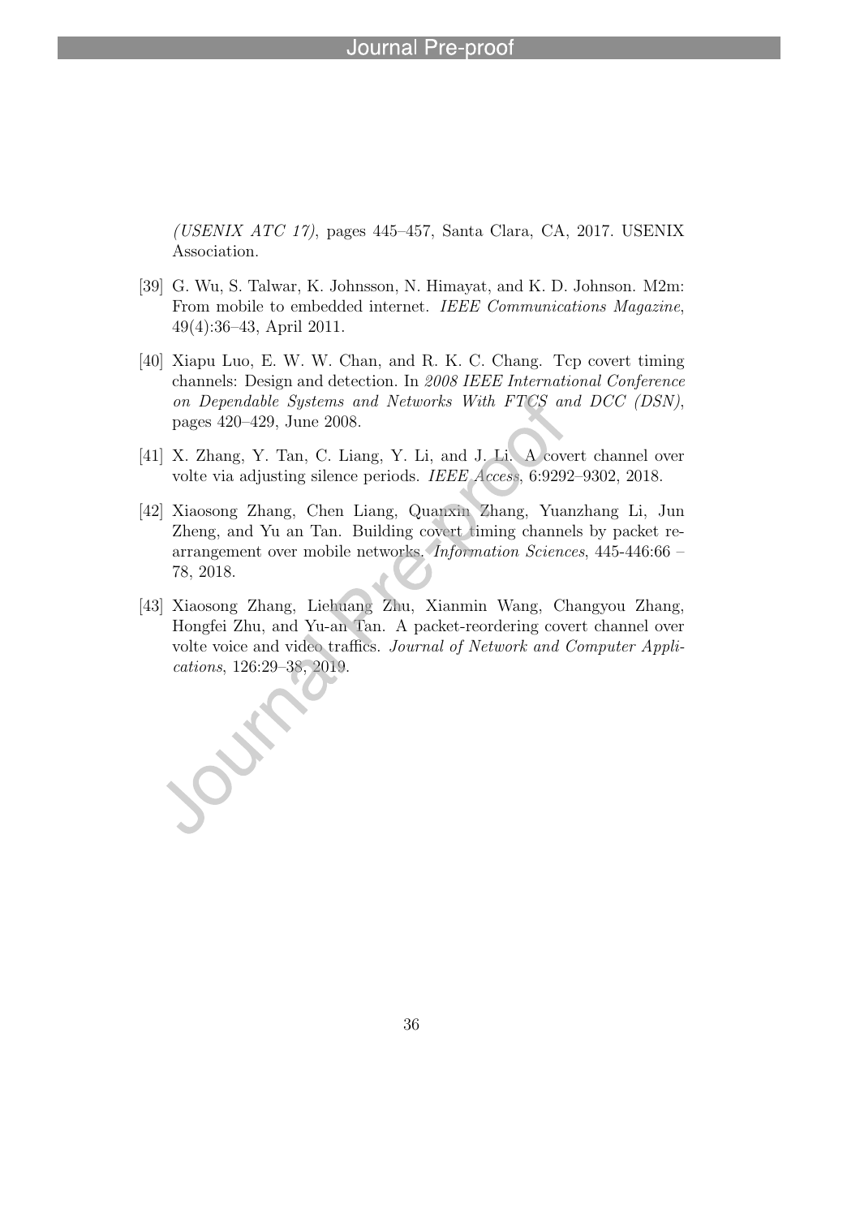*(USENIX ATC 17)*, pages 445–457, Santa Clara, CA, 2017. USENIX Association.

[39] G. Wu, S. Talwar, K. Johnsson, N. Himayat, and K. D. Johnson. M2m: From mobile to embedded internet. *IEEE Communications Magazine*, 49(4):36–43, April 2011.

[40] Xiapu Luo, E. W. W. Chan, and R. K. C. Chang. Tcp covert timing channels: Design and detection. In *2008 IEEE International Conference on Dependable Systems and Networks With FTCS and DCC (DSN)*, pages 420–429, June 2008.

[41] X. Zhang, Y. Tan, C. Liang, Y. Li, and J. Li. A covert channel over volte via adjusting silence periods. *IEEE Access*, 6:9292–9302, 2018.

[42] Xiaosong Zhang, Chen Liang, Quanxin Zhang, Yuanzhang Li, Jun Zheng, and Yu an Tan. Building covert timing channels by packet rearrangement over mobile networks. *Information Sciences*, 445-446:66 – 78, 2018.

[43] Xiaosong Zhang, Liehuang Zhu, Xianmin Wang, Changyou Zhang, Hongfei Zhu, and Yu-an Tan. A packet-reordering covert channel over volte voice and video traffics. *Journal of Network and Computer Applications*, 126:29–38, 2019.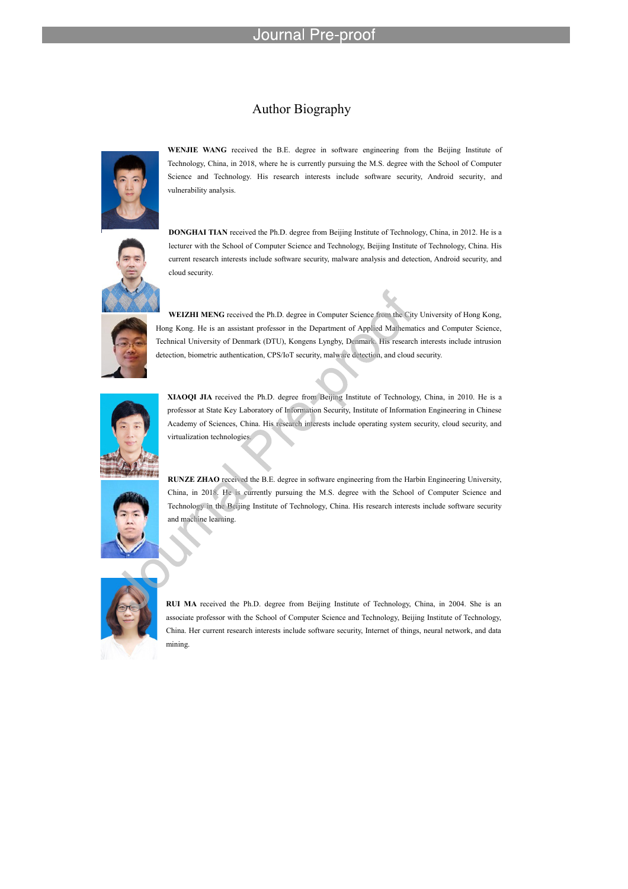# Author Biography

**WENJIE WANG** received the B.E. degree in software engineering from the Beijing Institute of Technology, China, in 2018, where he is currently pursuing the M.S. degree with the School of Computer Science and Technology. His research interests include software security, Android security, and vulnerability analysis.

**DONGHAI TIAN** received the Ph.D. degree from Beijing Institute of Technology, China, in 2012. He is a lecturer with the School of Computer Science and Technology, Beijing Institute of Technology, China. His current research interests include software security, malware analysis and detection, Android security, and cloud security.

**WEIZHI MENG** received the Ph.D. degree in Computer Science from the City University of Hong Kong, Hong Kong. He is an assistant professor in the Department of Applied Mathematics and Computer Science, Technical University of Denmark (DTU), Kongens Lyngby, Denmark. His research interests include intrusion detection, biometric authentication, CPS/IoT security, malware detection, and cloud security.

**XIAOQI JIA** received the Ph.D. degree from Beijing Institute of Technology, China, in 2010. He is a professor at State Key Laboratory of Information Security, Institute of Information Engineering in Chinese Academy of Sciences, China. His research interests include operating system security, cloud security, and virtualization technologies.

**RUNZE ZHAO** received the B.E. degree in software engineering from the Harbin Engineering University, China, in 2018. He is currently pursuing the M.S. degree with the School of Computer Science and Technology in the Beijing Institute of Technology, China. His research interests include software security and machine learning.

**RUI MA** received the Ph.D. degree from Beijing Institute of Technology, China, in 2004. She is an associate professor with the School of Computer Science and Technology, Beijing Institute of Technology, China. Her current research interests include software security, Internet of things, neural network, and data mining.